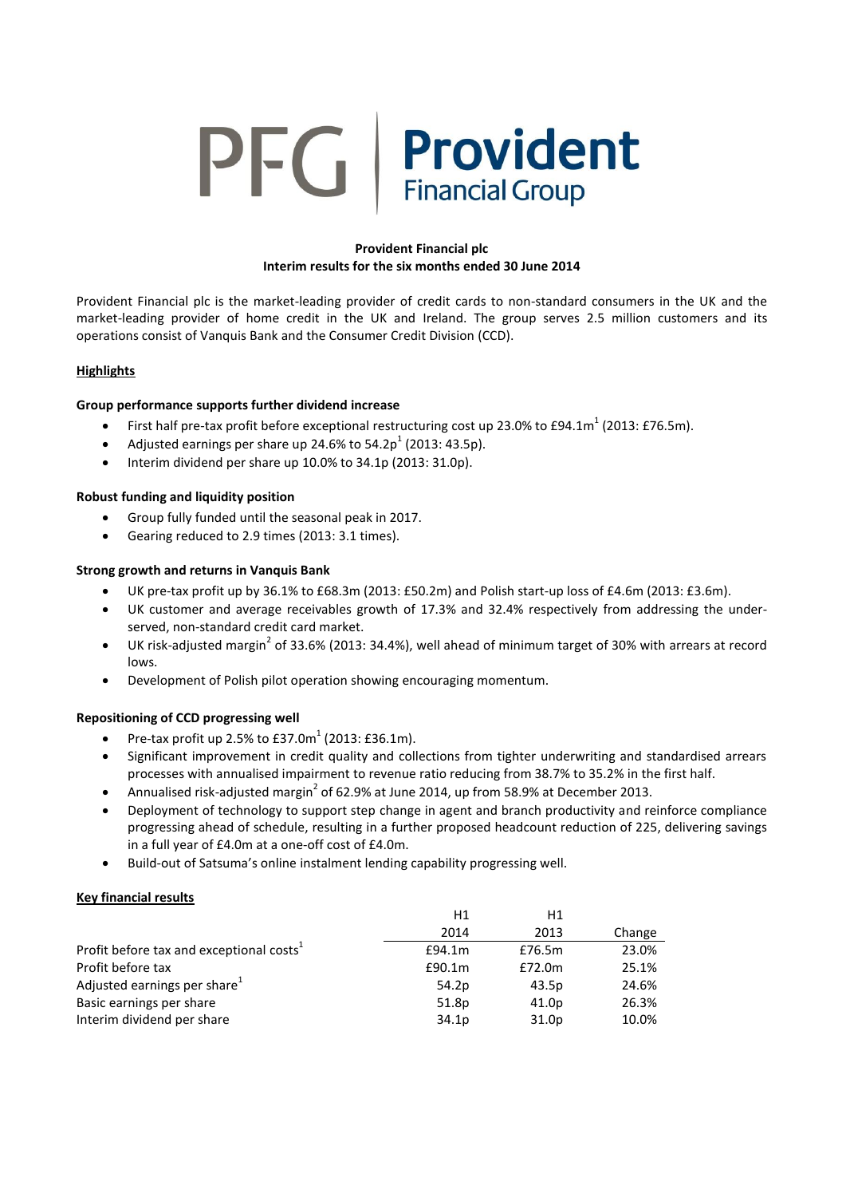# Provident Financial plc

## Interim results for the six months ended 30 June 2014

Provident Financial plc is the market-leading provider of credit cards to non-standard consumers in the UK and the market-leading provider of home credit in the UK and Ireland. The group serves 2.5 million customers and its operations consist of Vanquis Bank and the Consumer Credit Division (CCD).

### Highlights

**Group performance supports further dividend increase**

- First half pre-tax profit before exceptional restructuring cost up 23.0% to £94.1m[1] (2013: £76.5m).
- Adjusted earnings per share up 24.6% to 54.2p[1] (2013: 43.5p).
- Interim dividend per share up 10.0% to 34.1p (2013: 31.0p).

**Robust funding and liquidity position**

- Group fully funded until the seasonal peak in 2017.
- Gearing reduced to 2.9 times (2013: 3.1 times).

**Strong growth and returns in Vanquis Bank**

- UK pre-tax profit up by 36.1% to £68.3m (2013: £50.2m) and Polish start-up loss of £4.6m (2013: £3.6m).
- UK customer and average receivables growth of 17.3% and 32.4% respectively from addressing the under-served, non-standard credit card market.
- UK risk-adjusted margin[2] of 33.6% (2013: 34.4%), well ahead of minimum target of 30% with arrears at record lows.
- Development of Polish pilot operation showing encouraging momentum.

**Repositioning of CCD progressing well**

- Pre-tax profit up 2.5% to £37.0m[1] (2013: £36.1m).
- Significant improvement in credit quality and collections from tighter underwriting and standardised arrears processes with annualised impairment to revenue ratio reducing from 38.7% to 35.2% in the first half.
- Annualised risk-adjusted margin[2] of 62.9% at June 2014, up from 58.9% at December 2013.
- Deployment of technology to support step change in agent and branch productivity and reinforce compliance progressing ahead of schedule, resulting in a further proposed headcount reduction of 225, delivering savings in a full year of £4.0m at a one-off cost of £4.0m.
- Build-out of Satsuma's online instalment lending capability progressing well.

### Key financial results

| | H1 2014 | H1 2013 | Change |
|---|---|---|---|
| Profit before tax and exceptional costs[1] | £94.1m | £76.5m | 23.0% |
| Profit before tax | £90.1m | £72.0m | 25.1% |
| Adjusted earnings per share[1] | 54.2p | 43.5p | 24.6% |
| Basic earnings per share | 51.8p | 41.0p | 26.3% |
| Interim dividend per share | 34.1p | 31.0p | 10.0% |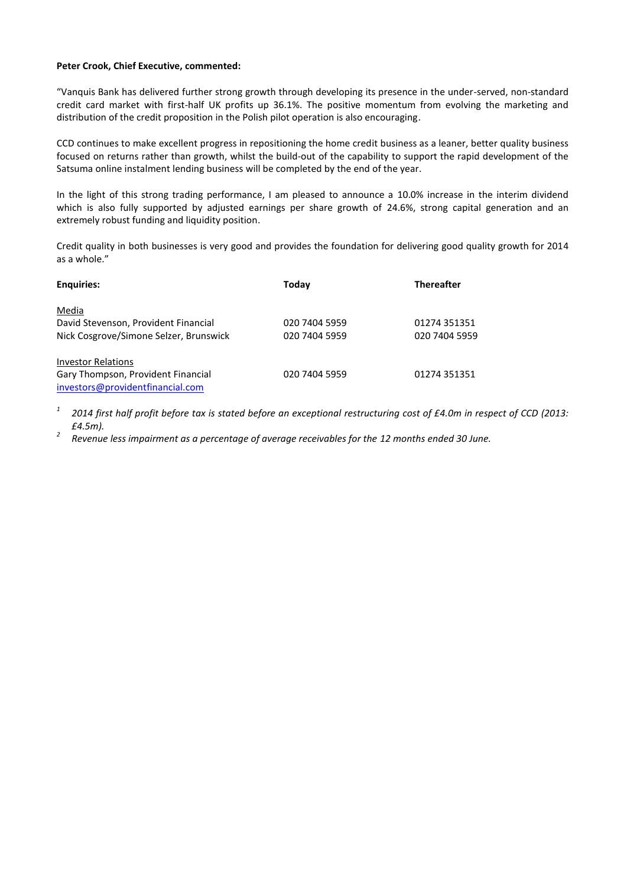**Peter Crook, Chief Executive, commented:**

"Vanquis Bank has delivered further strong growth through developing its presence in the under-served, non-standard credit card market with first-half UK profits up 36.1%. The positive momentum from evolving the marketing and distribution of the credit proposition in the Polish pilot operation is also encouraging.

CCD continues to make excellent progress in repositioning the home credit business as a leaner, better quality business focused on returns rather than growth, whilst the build-out of the capability to support the rapid development of the Satsuma online instalment lending business will be completed by the end of the year.

In the light of this strong trading performance, I am pleased to announce a 10.0% increase in the interim dividend which is also fully supported by adjusted earnings per share growth of 24.6%, strong capital generation and an extremely robust funding and liquidity position.

Credit quality in both businesses is very good and provides the foundation for delivering good quality growth for 2014 as a whole."

| **Enquiries:** | **Today** | **Thereafter** |
|---|---|---|
| Media | | |
| David Stevenson, Provident Financial | 020 7404 5959 | 01274 351351 |
| Nick Cosgrove/Simone Selzer, Brunswick | 020 7404 5959 | 020 7404 5959 |
| Investor Relations | | |
| Gary Thompson, Provident Financial | 020 7404 5959 | 01274 351351 |
| investors@providentfinancial.com | | |

[1] *2014 first half profit before tax is stated before an exceptional restructuring cost of £4.0m in respect of CCD (2013: £4.5m).*

[2] *Revenue less impairment as a percentage of average receivables for the 12 months ended 30 June.*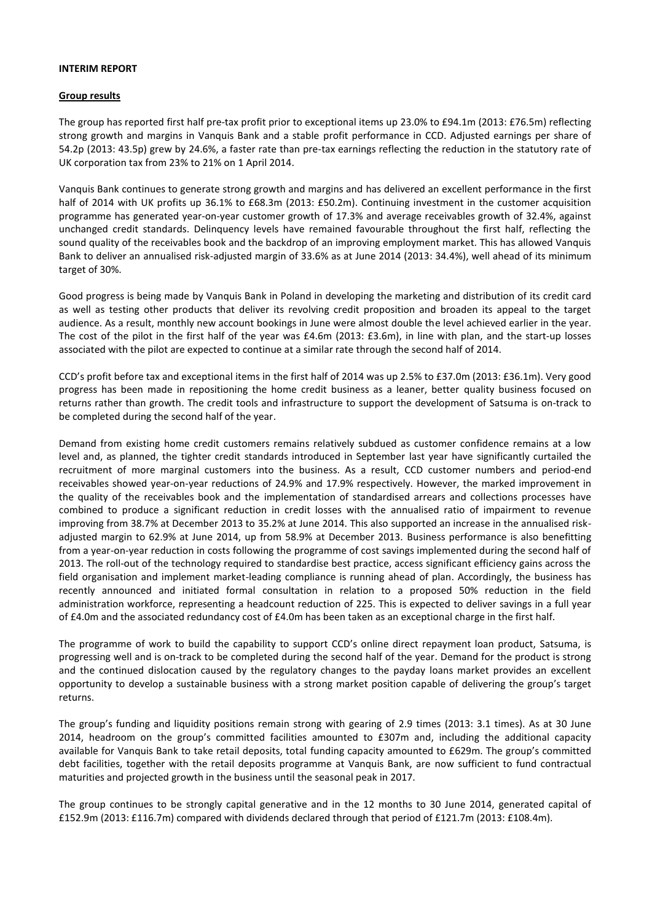**INTERIM REPORT**

**Group results**

The group has reported first half pre-tax profit prior to exceptional items up 23.0% to £94.1m (2013: £76.5m) reflecting strong growth and margins in Vanquis Bank and a stable profit performance in CCD. Adjusted earnings per share of 54.2p (2013: 43.5p) grew by 24.6%, a faster rate than pre-tax earnings reflecting the reduction in the statutory rate of UK corporation tax from 23% to 21% on 1 April 2014.

Vanquis Bank continues to generate strong growth and margins and has delivered an excellent performance in the first half of 2014 with UK profits up 36.1% to £68.3m (2013: £50.2m). Continuing investment in the customer acquisition programme has generated year-on-year customer growth of 17.3% and average receivables growth of 32.4%, against unchanged credit standards. Delinquency levels have remained favourable throughout the first half, reflecting the sound quality of the receivables book and the backdrop of an improving employment market. This has allowed Vanquis Bank to deliver an annualised risk-adjusted margin of 33.6% as at June 2014 (2013: 34.4%), well ahead of its minimum target of 30%.

Good progress is being made by Vanquis Bank in Poland in developing the marketing and distribution of its credit card as well as testing other products that deliver its revolving credit proposition and broaden its appeal to the target audience. As a result, monthly new account bookings in June were almost double the level achieved earlier in the year. The cost of the pilot in the first half of the year was £4.6m (2013: £3.6m), in line with plan, and the start-up losses associated with the pilot are expected to continue at a similar rate through the second half of 2014.

CCD's profit before tax and exceptional items in the first half of 2014 was up 2.5% to £37.0m (2013: £36.1m). Very good progress has been made in repositioning the home credit business as a leaner, better quality business focused on returns rather than growth. The credit tools and infrastructure to support the development of Satsuma is on-track to be completed during the second half of the year.

Demand from existing home credit customers remains relatively subdued as customer confidence remains at a low level and, as planned, the tighter credit standards introduced in September last year have significantly curtailed the recruitment of more marginal customers into the business. As a result, CCD customer numbers and period-end receivables showed year-on-year reductions of 24.9% and 17.9% respectively. However, the marked improvement in the quality of the receivables book and the implementation of standardised arrears and collections processes have combined to produce a significant reduction in credit losses with the annualised ratio of impairment to revenue improving from 38.7% at December 2013 to 35.2% at June 2014. This also supported an increase in the annualised risk-adjusted margin to 62.9% at June 2014, up from 58.9% at December 2013. Business performance is also benefitting from a year-on-year reduction in costs following the programme of cost savings implemented during the second half of 2013. The roll-out of the technology required to standardise best practice, access significant efficiency gains across the field organisation and implement market-leading compliance is running ahead of plan. Accordingly, the business has recently announced and initiated formal consultation in relation to a proposed 50% reduction in the field administration workforce, representing a headcount reduction of 225. This is expected to deliver savings in a full year of £4.0m and the associated redundancy cost of £4.0m has been taken as an exceptional charge in the first half.

The programme of work to build the capability to support CCD's online direct repayment loan product, Satsuma, is progressing well and is on-track to be completed during the second half of the year. Demand for the product is strong and the continued dislocation caused by the regulatory changes to the payday loans market provides an excellent opportunity to develop a sustainable business with a strong market position capable of delivering the group's target returns.

The group's funding and liquidity positions remain strong with gearing of 2.9 times (2013: 3.1 times). As at 30 June 2014, headroom on the group's committed facilities amounted to £307m and, including the additional capacity available for Vanquis Bank to take retail deposits, total funding capacity amounted to £629m. The group's committed debt facilities, together with the retail deposits programme at Vanquis Bank, are now sufficient to fund contractual maturities and projected growth in the business until the seasonal peak in 2017.

The group continues to be strongly capital generative and in the 12 months to 30 June 2014, generated capital of £152.9m (2013: £116.7m) compared with dividends declared through that period of £121.7m (2013: £108.4m).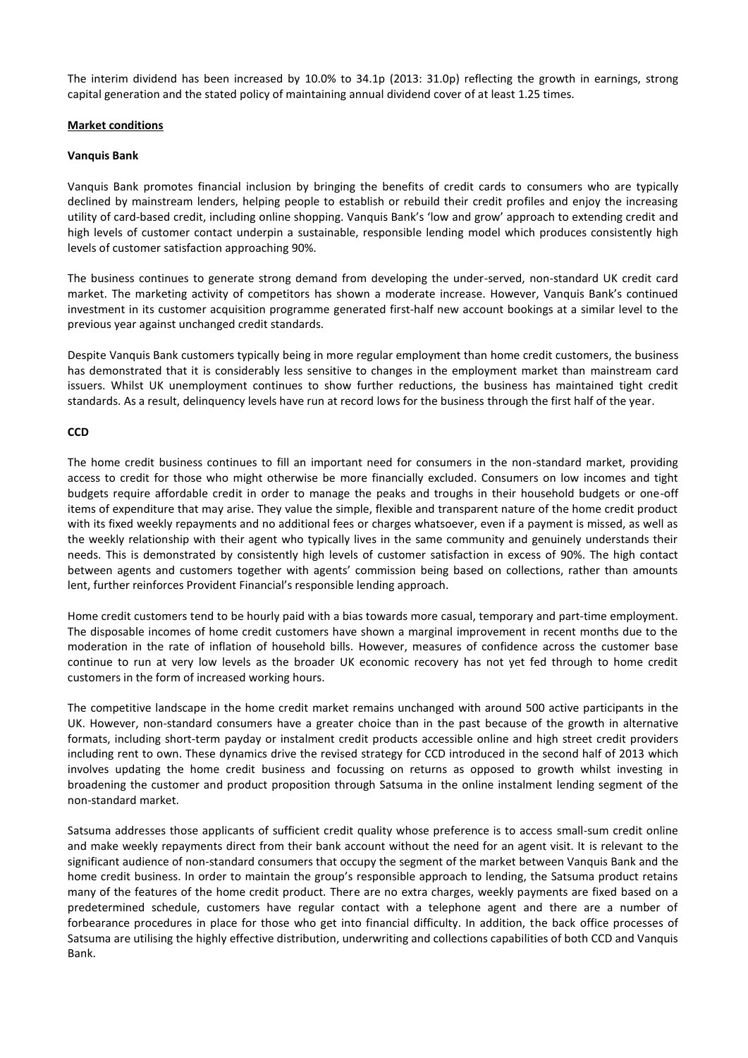The interim dividend has been increased by 10.0% to 34.1p (2013: 31.0p) reflecting the growth in earnings, strong capital generation and the stated policy of maintaining annual dividend cover of at least 1.25 times.

## Market conditions

### Vanquis Bank

Vanquis Bank promotes financial inclusion by bringing the benefits of credit cards to consumers who are typically declined by mainstream lenders, helping people to establish or rebuild their credit profiles and enjoy the increasing utility of card-based credit, including online shopping. Vanquis Bank's 'low and grow' approach to extending credit and high levels of customer contact underpin a sustainable, responsible lending model which produces consistently high levels of customer satisfaction approaching 90%.

The business continues to generate strong demand from developing the under-served, non-standard UK credit card market. The marketing activity of competitors has shown a moderate increase. However, Vanquis Bank's continued investment in its customer acquisition programme generated first-half new account bookings at a similar level to the previous year against unchanged credit standards.

Despite Vanquis Bank customers typically being in more regular employment than home credit customers, the business has demonstrated that it is considerably less sensitive to changes in the employment market than mainstream card issuers. Whilst UK unemployment continues to show further reductions, the business has maintained tight credit standards. As a result, delinquency levels have run at record lows for the business through the first half of the year.

### CCD

The home credit business continues to fill an important need for consumers in the non-standard market, providing access to credit for those who might otherwise be more financially excluded. Consumers on low incomes and tight budgets require affordable credit in order to manage the peaks and troughs in their household budgets or one-off items of expenditure that may arise. They value the simple, flexible and transparent nature of the home credit product with its fixed weekly repayments and no additional fees or charges whatsoever, even if a payment is missed, as well as the weekly relationship with their agent who typically lives in the same community and genuinely understands their needs. This is demonstrated by consistently high levels of customer satisfaction in excess of 90%. The high contact between agents and customers together with agents' commission being based on collections, rather than amounts lent, further reinforces Provident Financial's responsible lending approach.

Home credit customers tend to be hourly paid with a bias towards more casual, temporary and part-time employment. The disposable incomes of home credit customers have shown a marginal improvement in recent months due to the moderation in the rate of inflation of household bills. However, measures of confidence across the customer base continue to run at very low levels as the broader UK economic recovery has not yet fed through to home credit customers in the form of increased working hours.

The competitive landscape in the home credit market remains unchanged with around 500 active participants in the UK. However, non-standard consumers have a greater choice than in the past because of the growth in alternative formats, including short-term payday or instalment credit products accessible online and high street credit providers including rent to own. These dynamics drive the revised strategy for CCD introduced in the second half of 2013 which involves updating the home credit business and focussing on returns as opposed to growth whilst investing in broadening the customer and product proposition through Satsuma in the online instalment lending segment of the non-standard market.

Satsuma addresses those applicants of sufficient credit quality whose preference is to access small-sum credit online and make weekly repayments direct from their bank account without the need for an agent visit. It is relevant to the significant audience of non-standard consumers that occupy the segment of the market between Vanquis Bank and the home credit business. In order to maintain the group's responsible approach to lending, the Satsuma product retains many of the features of the home credit product. There are no extra charges, weekly payments are fixed based on a predetermined schedule, customers have regular contact with a telephone agent and there are a number of forbearance procedures in place for those who get into financial difficulty. In addition, the back office processes of Satsuma are utilising the highly effective distribution, underwriting and collections capabilities of both CCD and Vanquis Bank.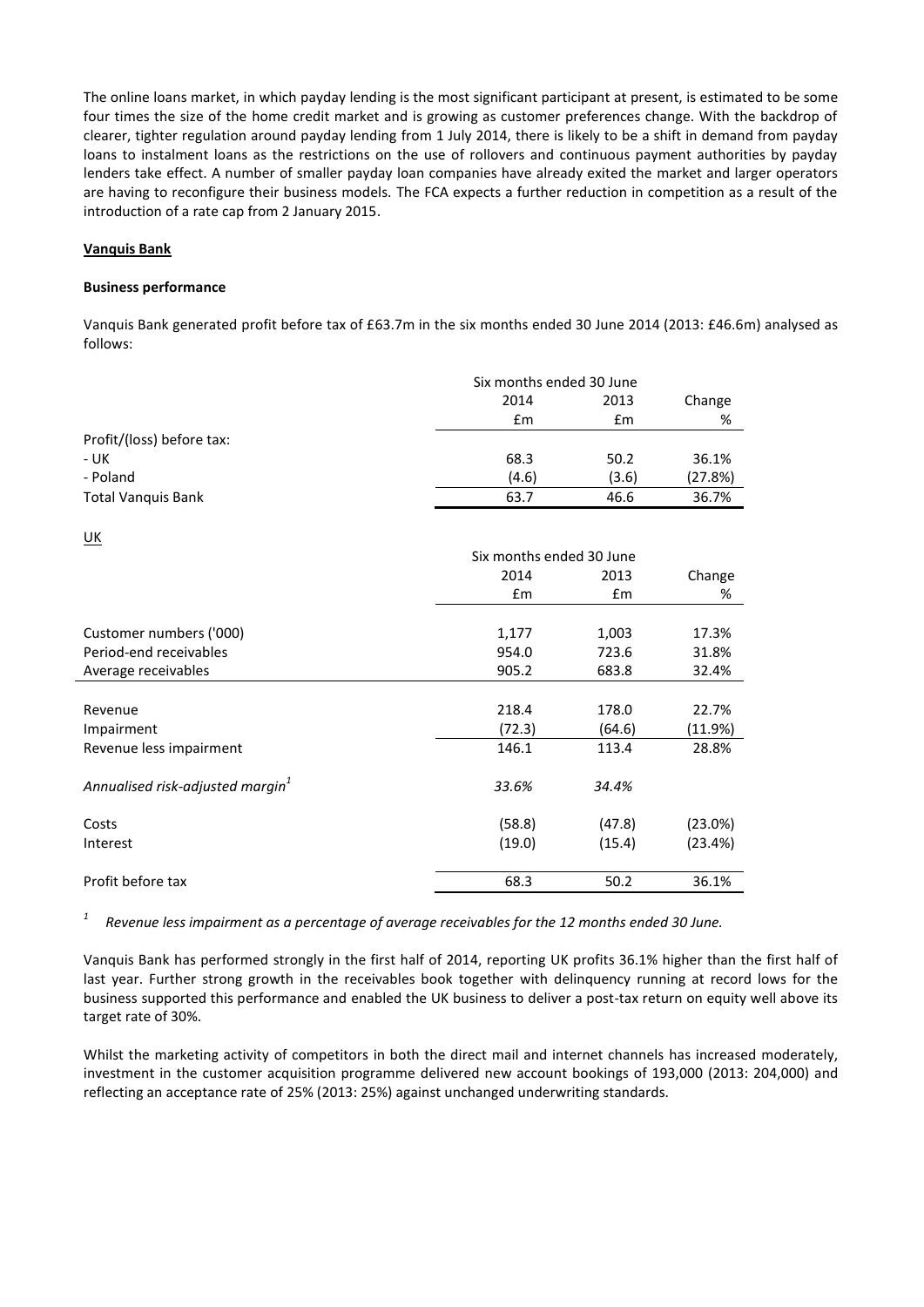The online loans market, in which payday lending is the most significant participant at present, is estimated to be some four times the size of the home credit market and is growing as customer preferences change. With the backdrop of clearer, tighter regulation around payday lending from 1 July 2014, there is likely to be a shift in demand from payday loans to instalment loans as the restrictions on the use of rollovers and continuous payment authorities by payday lenders take effect. A number of smaller payday loan companies have already exited the market and larger operators are having to reconfigure their business models. The FCA expects a further reduction in competition as a result of the introduction of a rate cap from 2 January 2015.

**Vanquis Bank**

**Business performance**

Vanquis Bank generated profit before tax of £63.7m in the six months ended 30 June 2014 (2013: £46.6m) analysed as follows:

| | Six months ended 30 June | | |
|---|---|---|---|
| | 2014 | 2013 | Change |
| | £m | £m | % |
| Profit/(loss) before tax: | | | |
| - UK | 68.3 | 50.2 | 36.1% |
| - Poland | (4.6) | (3.6) | (27.8%) |
| Total Vanquis Bank | 63.7 | 46.6 | 36.7% |

UK

| | Six months ended 30 June | | |
|---|---|---|---|
| | 2014 | 2013 | Change |
| | £m | £m | % |
| Customer numbers ('000) | 1,177 | 1,003 | 17.3% |
| Period-end receivables | 954.0 | 723.6 | 31.8% |
| Average receivables | 905.2 | 683.8 | 32.4% |
| Revenue | 218.4 | 178.0 | 22.7% |
| Impairment | (72.3) | (64.6) | (11.9%) |
| Revenue less impairment | 146.1 | 113.4 | 28.8% |
| *Annualised risk-adjusted margin*[1] | *33.6%* | *34.4%* | |
| Costs | (58.8) | (47.8) | (23.0%) |
| Interest | (19.0) | (15.4) | (23.4%) |
| Profit before tax | 68.3 | 50.2 | 36.1% |

[1] *Revenue less impairment as a percentage of average receivables for the 12 months ended 30 June.*

Vanquis Bank has performed strongly in the first half of 2014, reporting UK profits 36.1% higher than the first half of last year. Further strong growth in the receivables book together with delinquency running at record lows for the business supported this performance and enabled the UK business to deliver a post-tax return on equity well above its target rate of 30%.

Whilst the marketing activity of competitors in both the direct mail and internet channels has increased moderately, investment in the customer acquisition programme delivered new account bookings of 193,000 (2013: 204,000) and reflecting an acceptance rate of 25% (2013: 25%) against unchanged underwriting standards.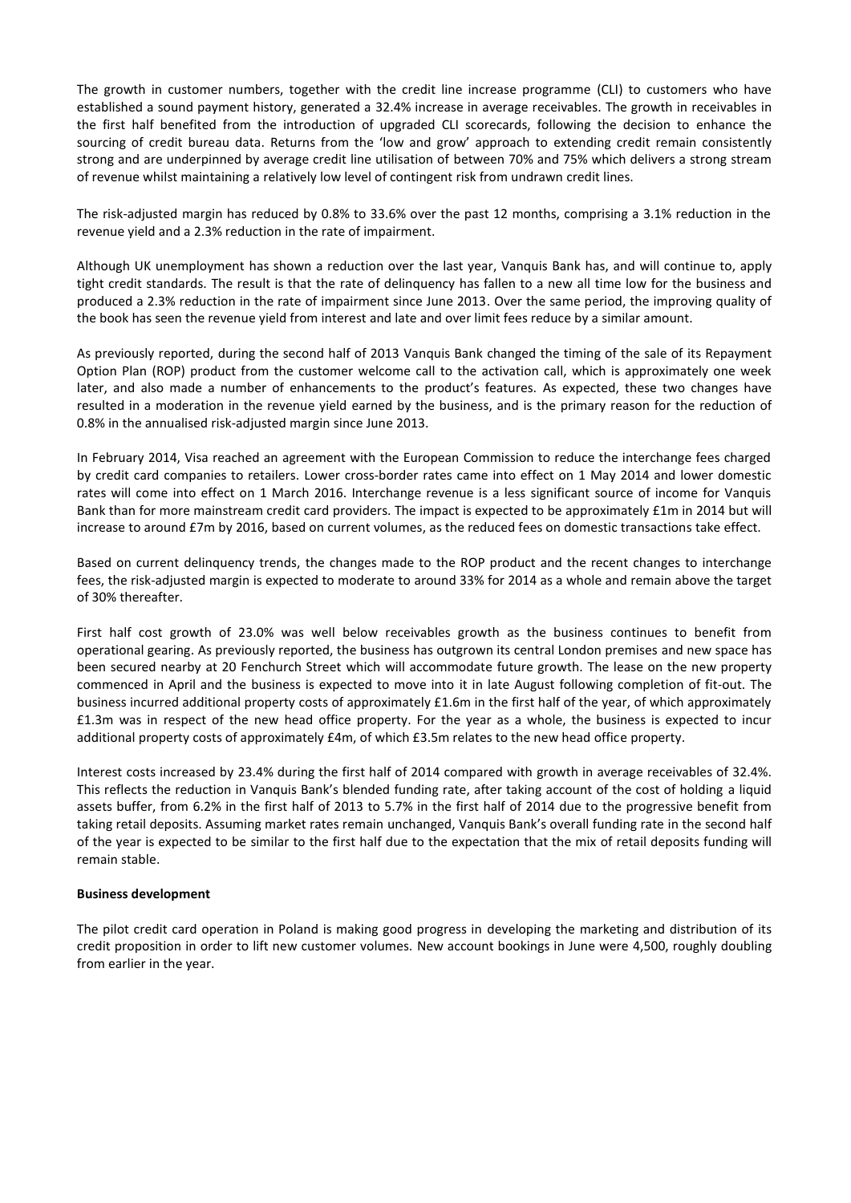The growth in customer numbers, together with the credit line increase programme (CLI) to customers who have established a sound payment history, generated a 32.4% increase in average receivables. The growth in receivables in the first half benefited from the introduction of upgraded CLI scorecards, following the decision to enhance the sourcing of credit bureau data. Returns from the 'low and grow' approach to extending credit remain consistently strong and are underpinned by average credit line utilisation of between 70% and 75% which delivers a strong stream of revenue whilst maintaining a relatively low level of contingent risk from undrawn credit lines.

The risk-adjusted margin has reduced by 0.8% to 33.6% over the past 12 months, comprising a 3.1% reduction in the revenue yield and a 2.3% reduction in the rate of impairment.

Although UK unemployment has shown a reduction over the last year, Vanquis Bank has, and will continue to, apply tight credit standards. The result is that the rate of delinquency has fallen to a new all time low for the business and produced a 2.3% reduction in the rate of impairment since June 2013. Over the same period, the improving quality of the book has seen the revenue yield from interest and late and over limit fees reduce by a similar amount.

As previously reported, during the second half of 2013 Vanquis Bank changed the timing of the sale of its Repayment Option Plan (ROP) product from the customer welcome call to the activation call, which is approximately one week later, and also made a number of enhancements to the product's features. As expected, these two changes have resulted in a moderation in the revenue yield earned by the business, and is the primary reason for the reduction of 0.8% in the annualised risk-adjusted margin since June 2013.

In February 2014, Visa reached an agreement with the European Commission to reduce the interchange fees charged by credit card companies to retailers. Lower cross-border rates came into effect on 1 May 2014 and lower domestic rates will come into effect on 1 March 2016. Interchange revenue is a less significant source of income for Vanquis Bank than for more mainstream credit card providers. The impact is expected to be approximately £1m in 2014 but will increase to around £7m by 2016, based on current volumes, as the reduced fees on domestic transactions take effect.

Based on current delinquency trends, the changes made to the ROP product and the recent changes to interchange fees, the risk-adjusted margin is expected to moderate to around 33% for 2014 as a whole and remain above the target of 30% thereafter.

First half cost growth of 23.0% was well below receivables growth as the business continues to benefit from operational gearing. As previously reported, the business has outgrown its central London premises and new space has been secured nearby at 20 Fenchurch Street which will accommodate future growth. The lease on the new property commenced in April and the business is expected to move into it in late August following completion of fit-out. The business incurred additional property costs of approximately £1.6m in the first half of the year, of which approximately £1.3m was in respect of the new head office property. For the year as a whole, the business is expected to incur additional property costs of approximately £4m, of which £3.5m relates to the new head office property.

Interest costs increased by 23.4% during the first half of 2014 compared with growth in average receivables of 32.4%. This reflects the reduction in Vanquis Bank's blended funding rate, after taking account of the cost of holding a liquid assets buffer, from 6.2% in the first half of 2013 to 5.7% in the first half of 2014 due to the progressive benefit from taking retail deposits. Assuming market rates remain unchanged, Vanquis Bank's overall funding rate in the second half of the year is expected to be similar to the first half due to the expectation that the mix of retail deposits funding will remain stable.

**Business development**

The pilot credit card operation in Poland is making good progress in developing the marketing and distribution of its credit proposition in order to lift new customer volumes. New account bookings in June were 4,500, roughly doubling from earlier in the year.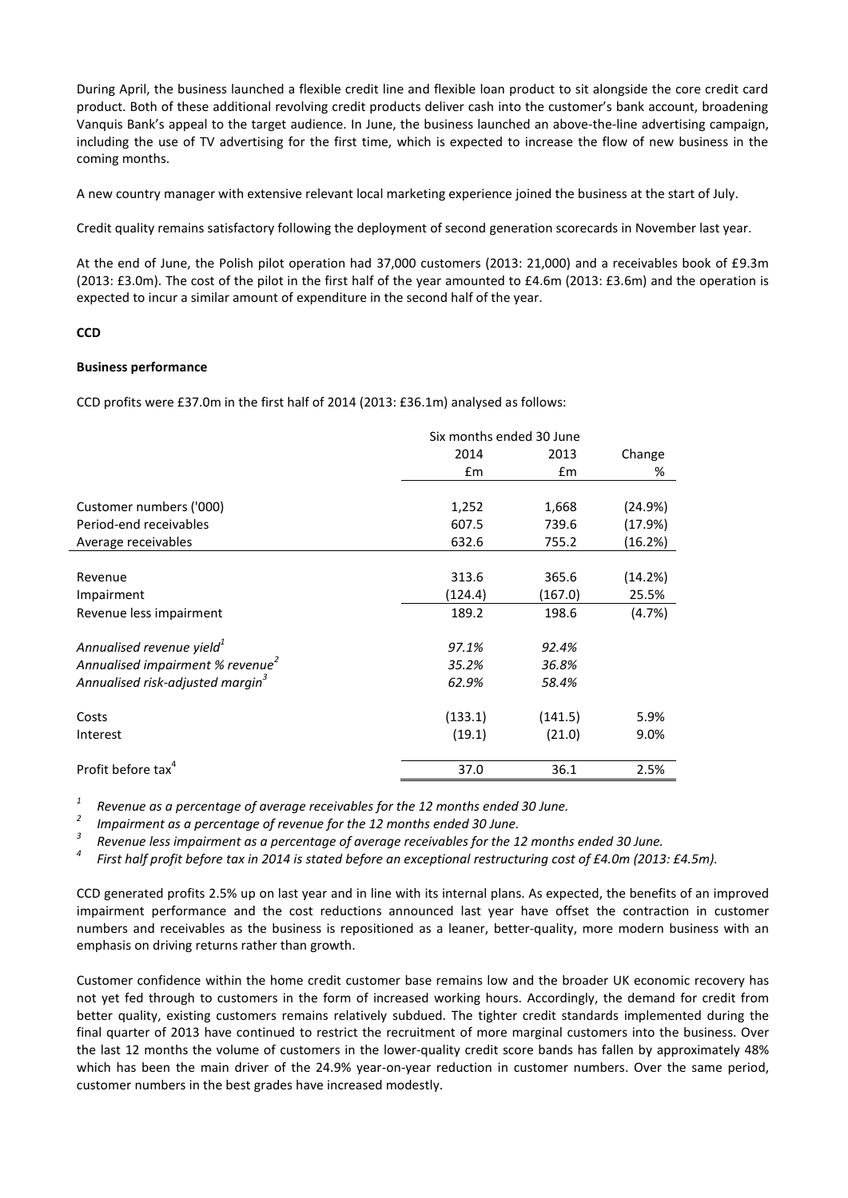During April, the business launched a flexible credit line and flexible loan product to sit alongside the core credit card product. Both of these additional revolving credit products deliver cash into the customer's bank account, broadening Vanquis Bank's appeal to the target audience. In June, the business launched an above-the-line advertising campaign, including the use of TV advertising for the first time, which is expected to increase the flow of new business in the coming months.

A new country manager with extensive relevant local marketing experience joined the business at the start of July.

Credit quality remains satisfactory following the deployment of second generation scorecards in November last year.

At the end of June, the Polish pilot operation had 37,000 customers (2013: 21,000) and a receivables book of £9.3m (2013: £3.0m). The cost of the pilot in the first half of the year amounted to £4.6m (2013: £3.6m) and the operation is expected to incur a similar amount of expenditure in the second half of the year.

**CCD**

**Business performance**

CCD profits were £37.0m in the first half of 2014 (2013: £36.1m) analysed as follows:

| | Six months ended 30 June | | |
|---|---|---|---|
| | 2014 | 2013 | Change |
| | £m | £m | % |
| Customer numbers ('000) | 1,252 | 1,668 | (24.9%) |
| Period-end receivables | 607.5 | 739.6 | (17.9%) |
| Average receivables | 632.6 | 755.2 | (16.2%) |
| Revenue | 313.6 | 365.6 | (14.2%) |
| Impairment | (124.4) | (167.0) | 25.5% |
| Revenue less impairment | 189.2 | 198.6 | (4.7%) |
| *Annualised revenue yield*[1] | *97.1%* | *92.4%* | |
| *Annualised impairment % revenue*[2] | *35.2%* | *36.8%* | |
| *Annualised risk-adjusted margin*[3] | *62.9%* | *58.4%* | |
| Costs | (133.1) | (141.5) | 5.9% |
| Interest | (19.1) | (21.0) | 9.0% |
| Profit before tax[4] | 37.0 | 36.1 | 2.5% |

[1] *Revenue as a percentage of average receivables for the 12 months ended 30 June.*
[2] *Impairment as a percentage of revenue for the 12 months ended 30 June.*
[3] *Revenue less impairment as a percentage of average receivables for the 12 months ended 30 June.*
[4] *First half profit before tax in 2014 is stated before an exceptional restructuring cost of £4.0m (2013: £4.5m).*

CCD generated profits 2.5% up on last year and in line with its internal plans. As expected, the benefits of an improved impairment performance and the cost reductions announced last year have offset the contraction in customer numbers and receivables as the business is repositioned as a leaner, better-quality, more modern business with an emphasis on driving returns rather than growth.

Customer confidence within the home credit customer base remains low and the broader UK economic recovery has not yet fed through to customers in the form of increased working hours. Accordingly, the demand for credit from better quality, existing customers remains relatively subdued. The tighter credit standards implemented during the final quarter of 2013 have continued to restrict the recruitment of more marginal customers into the business. Over the last 12 months the volume of customers in the lower-quality credit score bands has fallen by approximately 48% which has been the main driver of the 24.9% year-on-year reduction in customer numbers. Over the same period, customer numbers in the best grades have increased modestly.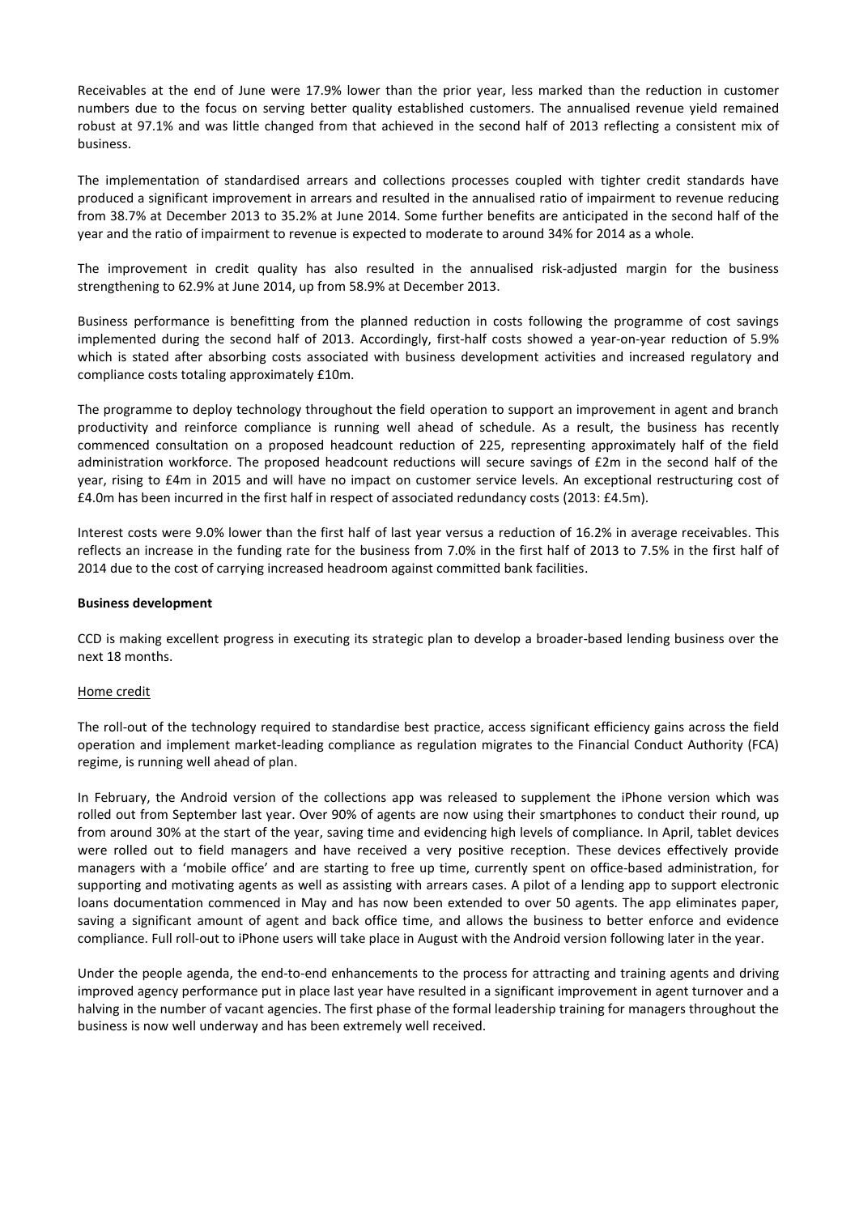Receivables at the end of June were 17.9% lower than the prior year, less marked than the reduction in customer numbers due to the focus on serving better quality established customers. The annualised revenue yield remained robust at 97.1% and was little changed from that achieved in the second half of 2013 reflecting a consistent mix of business.

The implementation of standardised arrears and collections processes coupled with tighter credit standards have produced a significant improvement in arrears and resulted in the annualised ratio of impairment to revenue reducing from 38.7% at December 2013 to 35.2% at June 2014. Some further benefits are anticipated in the second half of the year and the ratio of impairment to revenue is expected to moderate to around 34% for 2014 as a whole.

The improvement in credit quality has also resulted in the annualised risk-adjusted margin for the business strengthening to 62.9% at June 2014, up from 58.9% at December 2013.

Business performance is benefitting from the planned reduction in costs following the programme of cost savings implemented during the second half of 2013. Accordingly, first-half costs showed a year-on-year reduction of 5.9% which is stated after absorbing costs associated with business development activities and increased regulatory and compliance costs totaling approximately £10m.

The programme to deploy technology throughout the field operation to support an improvement in agent and branch productivity and reinforce compliance is running well ahead of schedule. As a result, the business has recently commenced consultation on a proposed headcount reduction of 225, representing approximately half of the field administration workforce. The proposed headcount reductions will secure savings of £2m in the second half of the year, rising to £4m in 2015 and will have no impact on customer service levels. An exceptional restructuring cost of £4.0m has been incurred in the first half in respect of associated redundancy costs (2013: £4.5m).

Interest costs were 9.0% lower than the first half of last year versus a reduction of 16.2% in average receivables. This reflects an increase in the funding rate for the business from 7.0% in the first half of 2013 to 7.5% in the first half of 2014 due to the cost of carrying increased headroom against committed bank facilities.

**Business development**

CCD is making excellent progress in executing its strategic plan to develop a broader-based lending business over the next 18 months.

Home credit

The roll-out of the technology required to standardise best practice, access significant efficiency gains across the field operation and implement market-leading compliance as regulation migrates to the Financial Conduct Authority (FCA) regime, is running well ahead of plan.

In February, the Android version of the collections app was released to supplement the iPhone version which was rolled out from September last year. Over 90% of agents are now using their smartphones to conduct their round, up from around 30% at the start of the year, saving time and evidencing high levels of compliance. In April, tablet devices were rolled out to field managers and have received a very positive reception. These devices effectively provide managers with a 'mobile office' and are starting to free up time, currently spent on office-based administration, for supporting and motivating agents as well as assisting with arrears cases. A pilot of a lending app to support electronic loans documentation commenced in May and has now been extended to over 50 agents. The app eliminates paper, saving a significant amount of agent and back office time, and allows the business to better enforce and evidence compliance. Full roll-out to iPhone users will take place in August with the Android version following later in the year.

Under the people agenda, the end-to-end enhancements to the process for attracting and training agents and driving improved agency performance put in place last year have resulted in a significant improvement in agent turnover and a halving in the number of vacant agencies. The first phase of the formal leadership training for managers throughout the business is now well underway and has been extremely well received.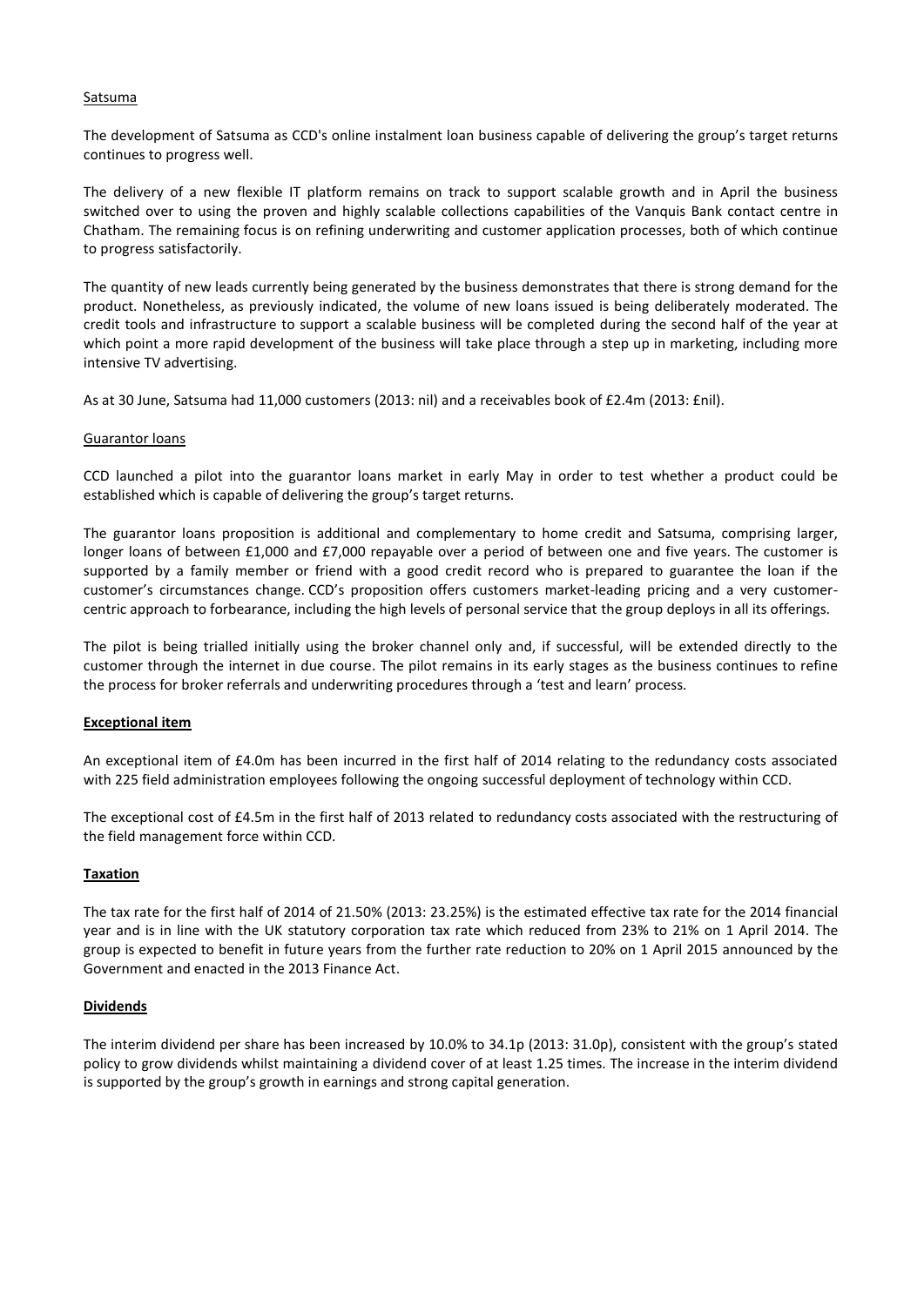Satsuma

The development of Satsuma as CCD's online instalment loan business capable of delivering the group's target returns continues to progress well.

The delivery of a new flexible IT platform remains on track to support scalable growth and in April the business switched over to using the proven and highly scalable collections capabilities of the Vanquis Bank contact centre in Chatham. The remaining focus is on refining underwriting and customer application processes, both of which continue to progress satisfactorily.

The quantity of new leads currently being generated by the business demonstrates that there is strong demand for the product. Nonetheless, as previously indicated, the volume of new loans issued is being deliberately moderated. The credit tools and infrastructure to support a scalable business will be completed during the second half of the year at which point a more rapid development of the business will take place through a step up in marketing, including more intensive TV advertising.

As at 30 June, Satsuma had 11,000 customers (2013: nil) and a receivables book of £2.4m (2013: £nil).

Guarantor loans

CCD launched a pilot into the guarantor loans market in early May in order to test whether a product could be established which is capable of delivering the group's target returns.

The guarantor loans proposition is additional and complementary to home credit and Satsuma, comprising larger, longer loans of between £1,000 and £7,000 repayable over a period of between one and five years. The customer is supported by a family member or friend with a good credit record who is prepared to guarantee the loan if the customer's circumstances change. CCD's proposition offers customers market-leading pricing and a very customer-centric approach to forbearance, including the high levels of personal service that the group deploys in all its offerings.

The pilot is being trialled initially using the broker channel only and, if successful, will be extended directly to the customer through the internet in due course. The pilot remains in its early stages as the business continues to refine the process for broker referrals and underwriting procedures through a 'test and learn' process.

**Exceptional item**

An exceptional item of £4.0m has been incurred in the first half of 2014 relating to the redundancy costs associated with 225 field administration employees following the ongoing successful deployment of technology within CCD.

The exceptional cost of £4.5m in the first half of 2013 related to redundancy costs associated with the restructuring of the field management force within CCD.

**Taxation**

The tax rate for the first half of 2014 of 21.50% (2013: 23.25%) is the estimated effective tax rate for the 2014 financial year and is in line with the UK statutory corporation tax rate which reduced from 23% to 21% on 1 April 2014. The group is expected to benefit in future years from the further rate reduction to 20% on 1 April 2015 announced by the Government and enacted in the 2013 Finance Act.

**Dividends**

The interim dividend per share has been increased by 10.0% to 34.1p (2013: 31.0p), consistent with the group's stated policy to grow dividends whilst maintaining a dividend cover of at least 1.25 times. The increase in the interim dividend is supported by the group's growth in earnings and strong capital generation.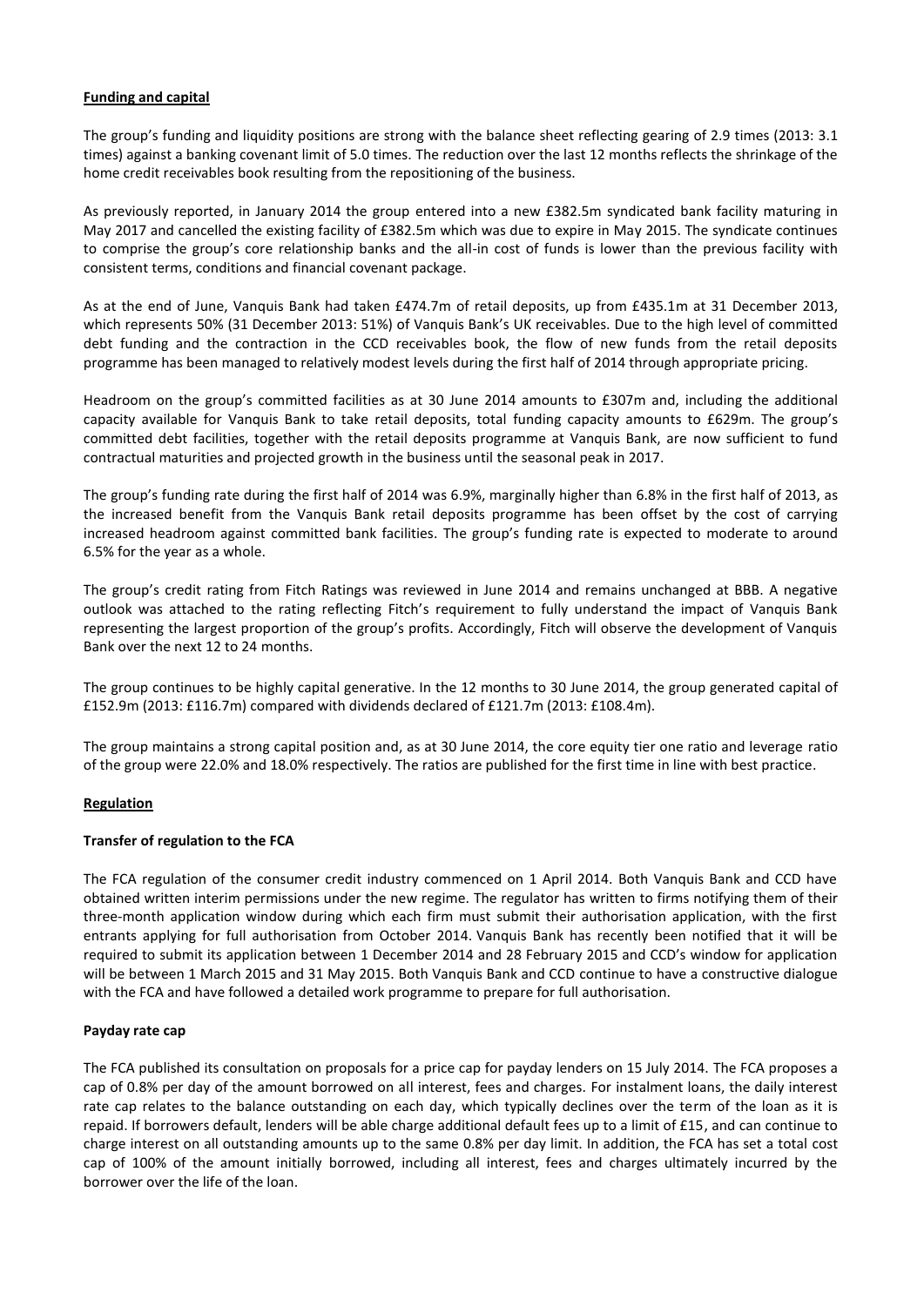## Funding and capital

The group's funding and liquidity positions are strong with the balance sheet reflecting gearing of 2.9 times (2013: 3.1 times) against a banking covenant limit of 5.0 times. The reduction over the last 12 months reflects the shrinkage of the home credit receivables book resulting from the repositioning of the business.

As previously reported, in January 2014 the group entered into a new £382.5m syndicated bank facility maturing in May 2017 and cancelled the existing facility of £382.5m which was due to expire in May 2015. The syndicate continues to comprise the group's core relationship banks and the all-in cost of funds is lower than the previous facility with consistent terms, conditions and financial covenant package.

As at the end of June, Vanquis Bank had taken £474.7m of retail deposits, up from £435.1m at 31 December 2013, which represents 50% (31 December 2013: 51%) of Vanquis Bank's UK receivables. Due to the high level of committed debt funding and the contraction in the CCD receivables book, the flow of new funds from the retail deposits programme has been managed to relatively modest levels during the first half of 2014 through appropriate pricing.

Headroom on the group's committed facilities as at 30 June 2014 amounts to £307m and, including the additional capacity available for Vanquis Bank to take retail deposits, total funding capacity amounts to £629m. The group's committed debt facilities, together with the retail deposits programme at Vanquis Bank, are now sufficient to fund contractual maturities and projected growth in the business until the seasonal peak in 2017.

The group's funding rate during the first half of 2014 was 6.9%, marginally higher than 6.8% in the first half of 2013, as the increased benefit from the Vanquis Bank retail deposits programme has been offset by the cost of carrying increased headroom against committed bank facilities. The group's funding rate is expected to moderate to around 6.5% for the year as a whole.

The group's credit rating from Fitch Ratings was reviewed in June 2014 and remains unchanged at BBB. A negative outlook was attached to the rating reflecting Fitch's requirement to fully understand the impact of Vanquis Bank representing the largest proportion of the group's profits. Accordingly, Fitch will observe the development of Vanquis Bank over the next 12 to 24 months.

The group continues to be highly capital generative. In the 12 months to 30 June 2014, the group generated capital of £152.9m (2013: £116.7m) compared with dividends declared of £121.7m (2013: £108.4m).

The group maintains a strong capital position and, as at 30 June 2014, the core equity tier one ratio and leverage ratio of the group were 22.0% and 18.0% respectively. The ratios are published for the first time in line with best practice.

## Regulation

### Transfer of regulation to the FCA

The FCA regulation of the consumer credit industry commenced on 1 April 2014. Both Vanquis Bank and CCD have obtained written interim permissions under the new regime. The regulator has written to firms notifying them of their three-month application window during which each firm must submit their authorisation application, with the first entrants applying for full authorisation from October 2014. Vanquis Bank has recently been notified that it will be required to submit its application between 1 December 2014 and 28 February 2015 and CCD's window for application will be between 1 March 2015 and 31 May 2015. Both Vanquis Bank and CCD continue to have a constructive dialogue with the FCA and have followed a detailed work programme to prepare for full authorisation.

### Payday rate cap

The FCA published its consultation on proposals for a price cap for payday lenders on 15 July 2014. The FCA proposes a cap of 0.8% per day of the amount borrowed on all interest, fees and charges. For instalment loans, the daily interest rate cap relates to the balance outstanding on each day, which typically declines over the term of the loan as it is repaid. If borrowers default, lenders will be able charge additional default fees up to a limit of £15, and can continue to charge interest on all outstanding amounts up to the same 0.8% per day limit. In addition, the FCA has set a total cost cap of 100% of the amount initially borrowed, including all interest, fees and charges ultimately incurred by the borrower over the life of the loan.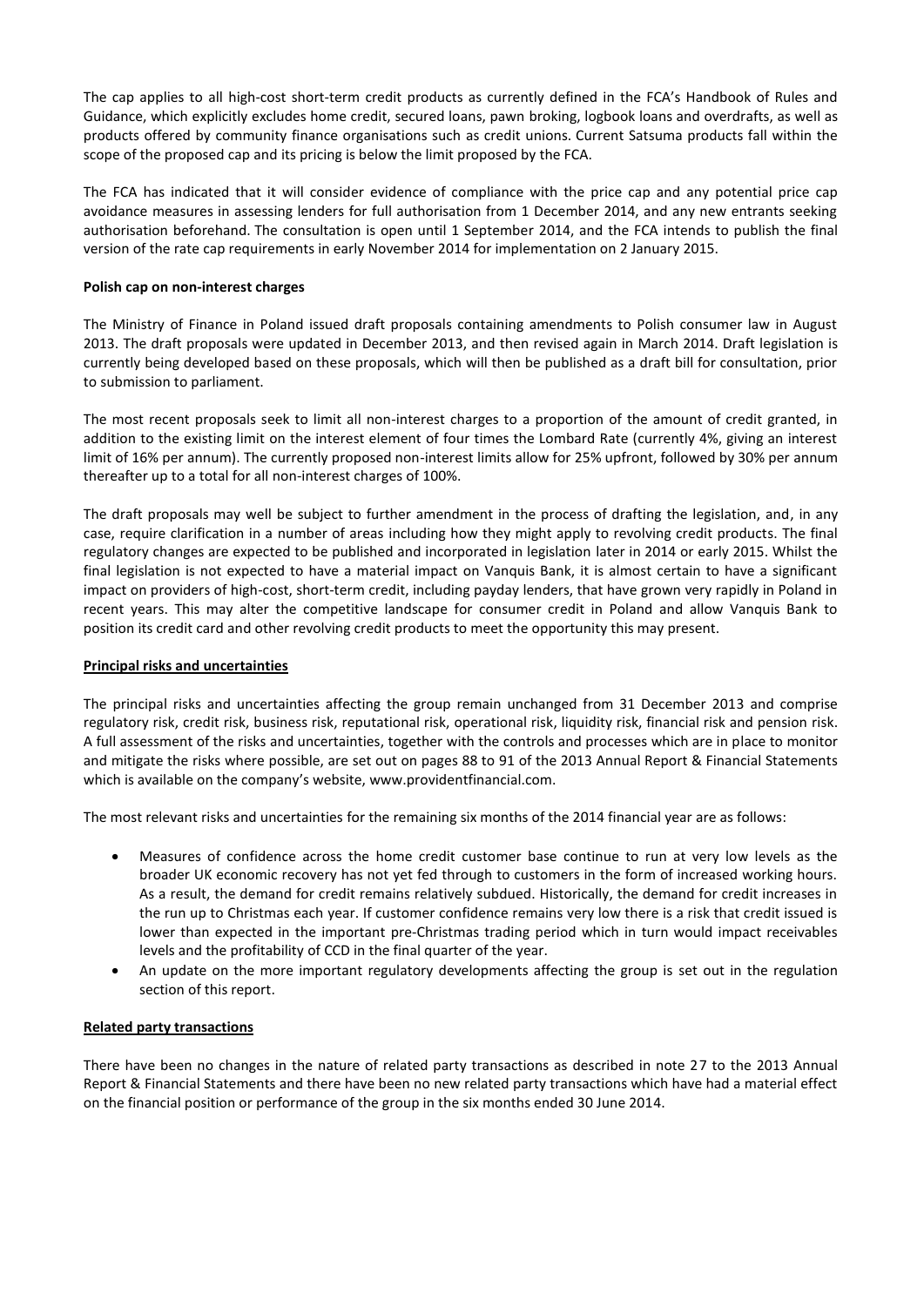The cap applies to all high-cost short-term credit products as currently defined in the FCA's Handbook of Rules and Guidance, which explicitly excludes home credit, secured loans, pawn broking, logbook loans and overdrafts, as well as products offered by community finance organisations such as credit unions. Current Satsuma products fall within the scope of the proposed cap and its pricing is below the limit proposed by the FCA.

The FCA has indicated that it will consider evidence of compliance with the price cap and any potential price cap avoidance measures in assessing lenders for full authorisation from 1 December 2014, and any new entrants seeking authorisation beforehand. The consultation is open until 1 September 2014, and the FCA intends to publish the final version of the rate cap requirements in early November 2014 for implementation on 2 January 2015.

**Polish cap on non-interest charges**

The Ministry of Finance in Poland issued draft proposals containing amendments to Polish consumer law in August 2013. The draft proposals were updated in December 2013, and then revised again in March 2014. Draft legislation is currently being developed based on these proposals, which will then be published as a draft bill for consultation, prior to submission to parliament.

The most recent proposals seek to limit all non-interest charges to a proportion of the amount of credit granted, in addition to the existing limit on the interest element of four times the Lombard Rate (currently 4%, giving an interest limit of 16% per annum). The currently proposed non-interest limits allow for 25% upfront, followed by 30% per annum thereafter up to a total for all non-interest charges of 100%.

The draft proposals may well be subject to further amendment in the process of drafting the legislation, and, in any case, require clarification in a number of areas including how they might apply to revolving credit products. The final regulatory changes are expected to be published and incorporated in legislation later in 2014 or early 2015. Whilst the final legislation is not expected to have a material impact on Vanquis Bank, it is almost certain to have a significant impact on providers of high-cost, short-term credit, including payday lenders, that have grown very rapidly in Poland in recent years. This may alter the competitive landscape for consumer credit in Poland and allow Vanquis Bank to position its credit card and other revolving credit products to meet the opportunity this may present.

**Principal risks and uncertainties**

The principal risks and uncertainties affecting the group remain unchanged from 31 December 2013 and comprise regulatory risk, credit risk, business risk, reputational risk, operational risk, liquidity risk, financial risk and pension risk. A full assessment of the risks and uncertainties, together with the controls and processes which are in place to monitor and mitigate the risks where possible, are set out on pages 88 to 91 of the 2013 Annual Report & Financial Statements which is available on the company's website, www.providentfinancial.com.

The most relevant risks and uncertainties for the remaining six months of the 2014 financial year are as follows:

- Measures of confidence across the home credit customer base continue to run at very low levels as the broader UK economic recovery has not yet fed through to customers in the form of increased working hours. As a result, the demand for credit remains relatively subdued. Historically, the demand for credit increases in the run up to Christmas each year. If customer confidence remains very low there is a risk that credit issued is lower than expected in the important pre-Christmas trading period which in turn would impact receivables levels and the profitability of CCD in the final quarter of the year.
- An update on the more important regulatory developments affecting the group is set out in the regulation section of this report.

**Related party transactions**

There have been no changes in the nature of related party transactions as described in note 27 to the 2013 Annual Report & Financial Statements and there have been no new related party transactions which have had a material effect on the financial position or performance of the group in the six months ended 30 June 2014.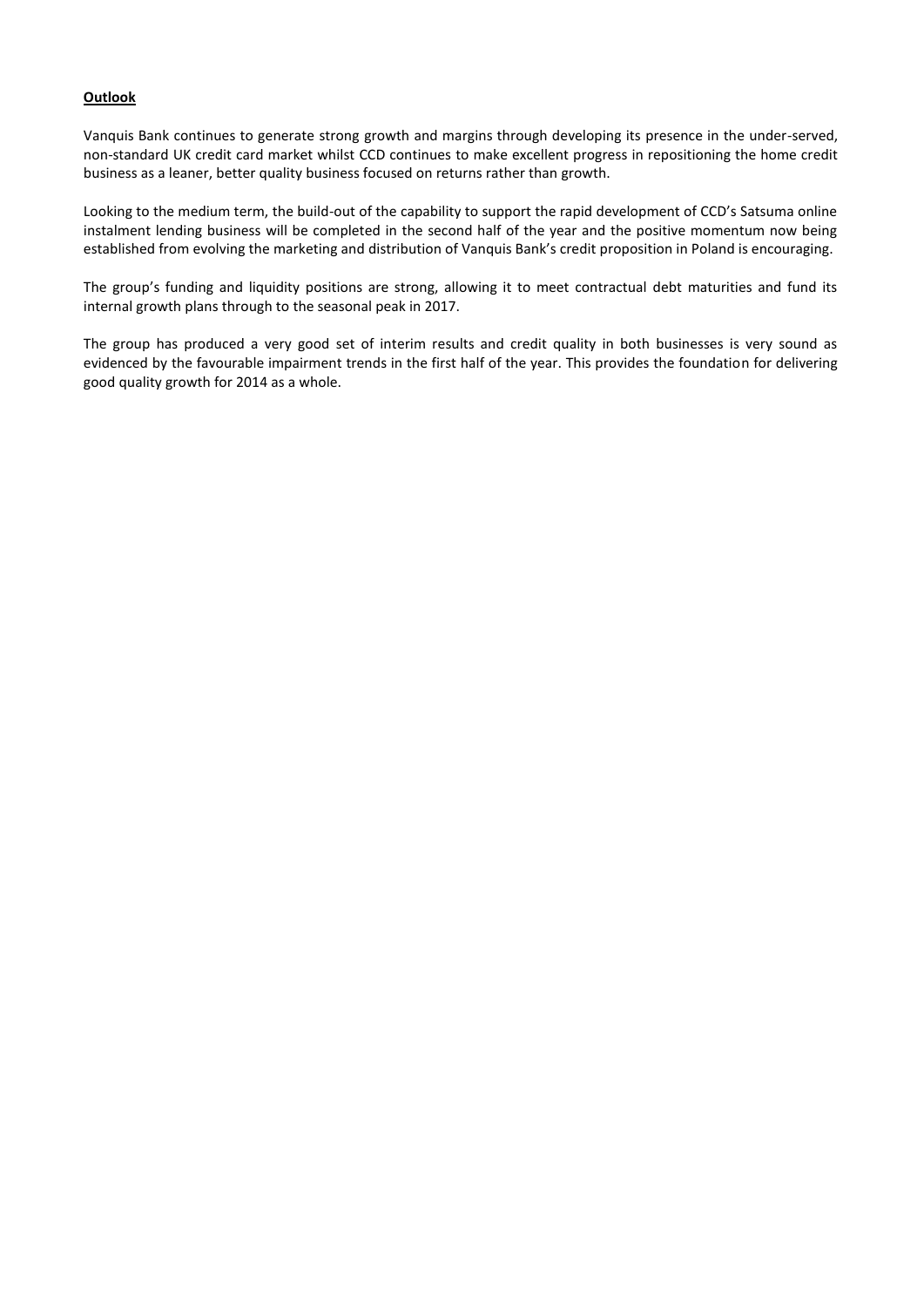**Outlook**

Vanquis Bank continues to generate strong growth and margins through developing its presence in the under-served, non-standard UK credit card market whilst CCD continues to make excellent progress in repositioning the home credit business as a leaner, better quality business focused on returns rather than growth.

Looking to the medium term, the build-out of the capability to support the rapid development of CCD's Satsuma online instalment lending business will be completed in the second half of the year and the positive momentum now being established from evolving the marketing and distribution of Vanquis Bank's credit proposition in Poland is encouraging.

The group's funding and liquidity positions are strong, allowing it to meet contractual debt maturities and fund its internal growth plans through to the seasonal peak in 2017.

The group has produced a very good set of interim results and credit quality in both businesses is very sound as evidenced by the favourable impairment trends in the first half of the year. This provides the foundation for delivering good quality growth for 2014 as a whole.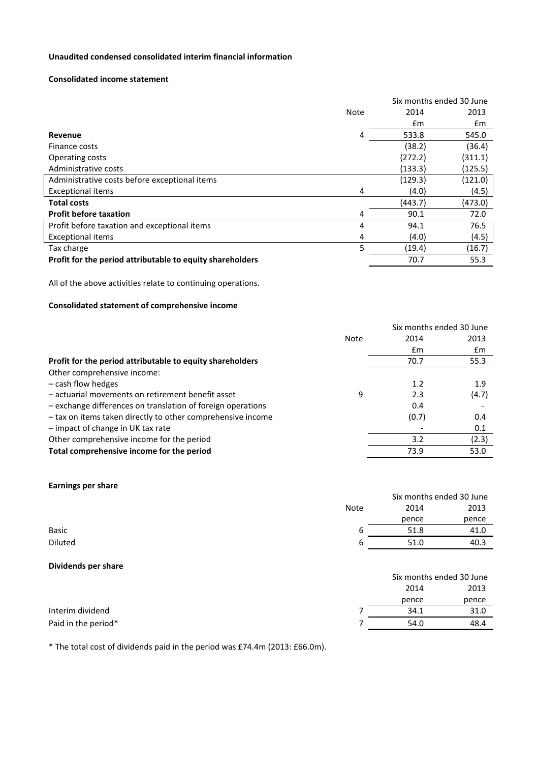**Unaudited condensed consolidated interim financial information**

**Consolidated income statement**

| | Note | Six months ended 30 June 2014 | Six months ended 30 June 2013 |
|---|---|---|---|
| | | £m | £m |
| **Revenue** | 4 | 533.8 | 545.0 |
| Finance costs | | (38.2) | (36.4) |
| Operating costs | | (272.2) | (311.1) |
| Administrative costs | | (133.3) | (125.5) |
| Administrative costs before exceptional items | | (129.3) | (121.0) |
| Exceptional items | 4 | (4.0) | (4.5) |
| **Total costs** | | (443.7) | (473.0) |
| **Profit before taxation** | 4 | 90.1 | 72.0 |
| Profit before taxation and exceptional items | 4 | 94.1 | 76.5 |
| Exceptional items | 4 | (4.0) | (4.5) |
| Tax charge | 5 | (19.4) | (16.7) |
| **Profit for the period attributable to equity shareholders** | | 70.7 | 55.3 |

All of the above activities relate to continuing operations.

**Consolidated statement of comprehensive income**

| | Note | Six months ended 30 June 2014 | Six months ended 30 June 2013 |
|---|---|---|---|
| | | £m | £m |
| **Profit for the period attributable to equity shareholders** | | 70.7 | 55.3 |
| Other comprehensive income: | | | |
| – cash flow hedges | | 1.2 | 1.9 |
| – actuarial movements on retirement benefit asset | 9 | 2.3 | (4.7) |
| – exchange differences on translation of foreign operations | | 0.4 | - |
| – tax on items taken directly to other comprehensive income | | (0.7) | 0.4 |
| – impact of change in UK tax rate | | - | 0.1 |
| Other comprehensive income for the period | | 3.2 | (2.3) |
| **Total comprehensive income for the period** | | 73.9 | 53.0 |

**Earnings per share**

| | Note | Six months ended 30 June 2014 | Six months ended 30 June 2013 |
|---|---|---|---|
| | | pence | pence |
| Basic | 6 | 51.8 | 41.0 |
| Diluted | 6 | 51.0 | 40.3 |

**Dividends per share**

| | | Six months ended 30 June 2014 | Six months ended 30 June 2013 |
|---|---|---|---|
| | | pence | pence |
| Interim dividend | 7 | 34.1 | 31.0 |
| Paid in the period* | 7 | 54.0 | 48.4 |

* The total cost of dividends paid in the period was £74.4m (2013: £66.0m).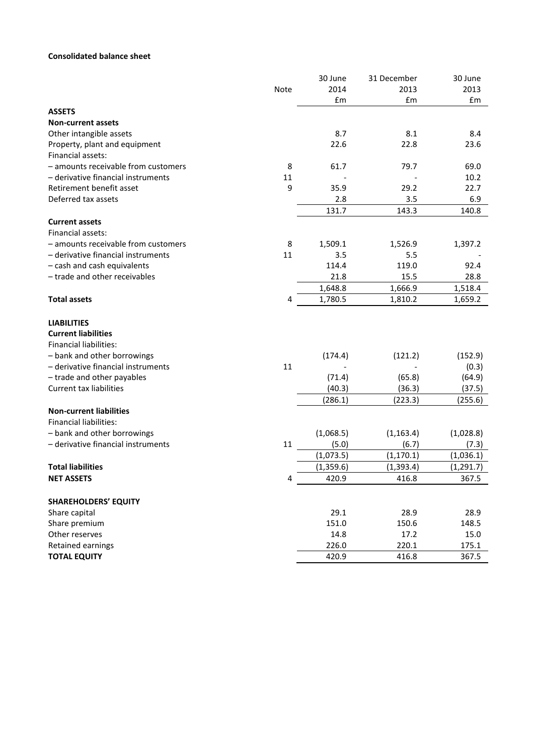**Consolidated balance sheet**

| | Note | 30 June 2014 £m | 31 December 2013 £m | 30 June 2013 £m |
|---|---|---|---|---|
| **ASSETS** | | | | |
| **Non-current assets** | | | | |
| Other intangible assets | | 8.7 | 8.1 | 8.4 |
| Property, plant and equipment | | 22.6 | 22.8 | 23.6 |
| Financial assets: | | | | |
| – amounts receivable from customers | 8 | 61.7 | 79.7 | 69.0 |
| – derivative financial instruments | 11 | - | - | 10.2 |
| Retirement benefit asset | 9 | 35.9 | 29.2 | 22.7 |
| Deferred tax assets | | 2.8 | 3.5 | 6.9 |
| | | 131.7 | 143.3 | 140.8 |
| **Current assets** | | | | |
| Financial assets: | | | | |
| – amounts receivable from customers | 8 | 1,509.1 | 1,526.9 | 1,397.2 |
| – derivative financial instruments | 11 | 3.5 | 5.5 | - |
| – cash and cash equivalents | | 114.4 | 119.0 | 92.4 |
| – trade and other receivables | | 21.8 | 15.5 | 28.8 |
| | | 1,648.8 | 1,666.9 | 1,518.4 |
| **Total assets** | 4 | 1,780.5 | 1,810.2 | 1,659.2 |
| | | | | |
| **LIABILITIES** | | | | |
| **Current liabilities** | | | | |
| Financial liabilities: | | | | |
| – bank and other borrowings | | (174.4) | (121.2) | (152.9) |
| – derivative financial instruments | 11 | - | - | (0.3) |
| – trade and other payables | | (71.4) | (65.8) | (64.9) |
| Current tax liabilities | | (40.3) | (36.3) | (37.5) |
| | | (286.1) | (223.3) | (255.6) |
| **Non-current liabilities** | | | | |
| Financial liabilities: | | | | |
| – bank and other borrowings | | (1,068.5) | (1,163.4) | (1,028.8) |
| – derivative financial instruments | 11 | (5.0) | (6.7) | (7.3) |
| | | (1,073.5) | (1,170.1) | (1,036.1) |
| **Total liabilities** | | (1,359.6) | (1,393.4) | (1,291.7) |
| **NET ASSETS** | 4 | 420.9 | 416.8 | 367.5 |
| | | | | |
| **SHAREHOLDERS' EQUITY** | | | | |
| Share capital | | 29.1 | 28.9 | 28.9 |
| Share premium | | 151.0 | 150.6 | 148.5 |
| Other reserves | | 14.8 | 17.2 | 15.0 |
| Retained earnings | | 226.0 | 220.1 | 175.1 |
| **TOTAL EQUITY** | | 420.9 | 416.8 | 367.5 |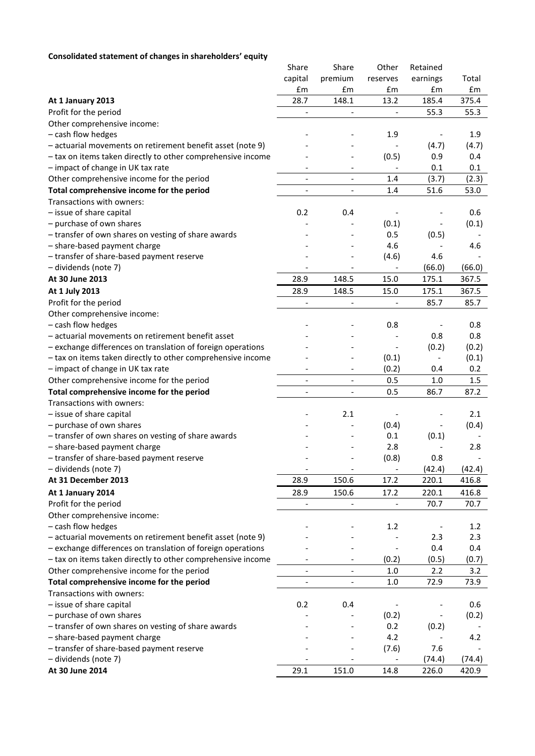**Consolidated statement of changes in shareholders' equity**

| | Share capital £m | Share premium £m | Other reserves £m | Retained earnings £m | Total £m |
|---|---|---|---|---|---|
| **At 1 January 2013** | 28.7 | 148.1 | 13.2 | 185.4 | 375.4 |
| Profit for the period | - | - | - | 55.3 | 55.3 |
| Other comprehensive income: | | | | | |
| – cash flow hedges | - | - | 1.9 | - | 1.9 |
| – actuarial movements on retirement benefit asset (note 9) | - | - | - | (4.7) | (4.7) |
| – tax on items taken directly to other comprehensive income | - | - | (0.5) | 0.9 | 0.4 |
| – impact of change in UK tax rate | - | - | - | 0.1 | 0.1 |
| Other comprehensive income for the period | - | - | 1.4 | (3.7) | (2.3) |
| **Total comprehensive income for the period** | - | - | 1.4 | 51.6 | 53.0 |
| Transactions with owners: | | | | | |
| – issue of share capital | 0.2 | 0.4 | - | - | 0.6 |
| – purchase of own shares | - | - | (0.1) | - | (0.1) |
| – transfer of own shares on vesting of share awards | - | - | 0.5 | (0.5) | - |
| – share-based payment charge | - | - | 4.6 | - | 4.6 |
| – transfer of share-based payment reserve | - | - | (4.6) | 4.6 | - |
| – dividends (note 7) | - | - | - | (66.0) | (66.0) |
| **At 30 June 2013** | 28.9 | 148.5 | 15.0 | 175.1 | 367.5 |
| **At 1 July 2013** | 28.9 | 148.5 | 15.0 | 175.1 | 367.5 |
| Profit for the period | - | - | - | 85.7 | 85.7 |
| Other comprehensive income: | | | | | |
| – cash flow hedges | - | - | 0.8 | - | 0.8 |
| – actuarial movements on retirement benefit asset | - | - | - | 0.8 | 0.8 |
| – exchange differences on translation of foreign operations | - | - | - | (0.2) | (0.2) |
| – tax on items taken directly to other comprehensive income | - | - | (0.1) | - | (0.1) |
| – impact of change in UK tax rate | - | - | (0.2) | 0.4 | 0.2 |
| Other comprehensive income for the period | - | - | 0.5 | 1.0 | 1.5 |
| **Total comprehensive income for the period** | - | - | 0.5 | 86.7 | 87.2 |
| Transactions with owners: | | | | | |
| – issue of share capital | - | 2.1 | - | - | 2.1 |
| – purchase of own shares | - | - | (0.4) | - | (0.4) |
| – transfer of own shares on vesting of share awards | - | - | 0.1 | (0.1) | - |
| – share-based payment charge | - | - | 2.8 | - | 2.8 |
| – transfer of share-based payment reserve | - | - | (0.8) | 0.8 | - |
| – dividends (note 7) | - | - | - | (42.4) | (42.4) |
| **At 31 December 2013** | 28.9 | 150.6 | 17.2 | 220.1 | 416.8 |
| **At 1 January 2014** | 28.9 | 150.6 | 17.2 | 220.1 | 416.8 |
| Profit for the period | - | - | - | 70.7 | 70.7 |
| Other comprehensive income: | | | | | |
| – cash flow hedges | - | - | 1.2 | - | 1.2 |
| – actuarial movements on retirement benefit asset (note 9) | - | - | - | 2.3 | 2.3 |
| – exchange differences on translation of foreign operations | - | - | - | 0.4 | 0.4 |
| – tax on items taken directly to other comprehensive income | - | - | (0.2) | (0.5) | (0.7) |
| Other comprehensive income for the period | - | - | 1.0 | 2.2 | 3.2 |
| **Total comprehensive income for the period** | - | - | 1.0 | 72.9 | 73.9 |
| Transactions with owners: | | | | | |
| – issue of share capital | 0.2 | 0.4 | - | - | 0.6 |
| – purchase of own shares | - | - | (0.2) | - | (0.2) |
| – transfer of own shares on vesting of share awards | - | - | 0.2 | (0.2) | - |
| – share-based payment charge | - | - | 4.2 | - | 4.2 |
| – transfer of share-based payment reserve | - | - | (7.6) | 7.6 | - |
| – dividends (note 7) | - | - | - | (74.4) | (74.4) |
| **At 30 June 2014** | 29.1 | 151.0 | 14.8 | 226.0 | 420.9 |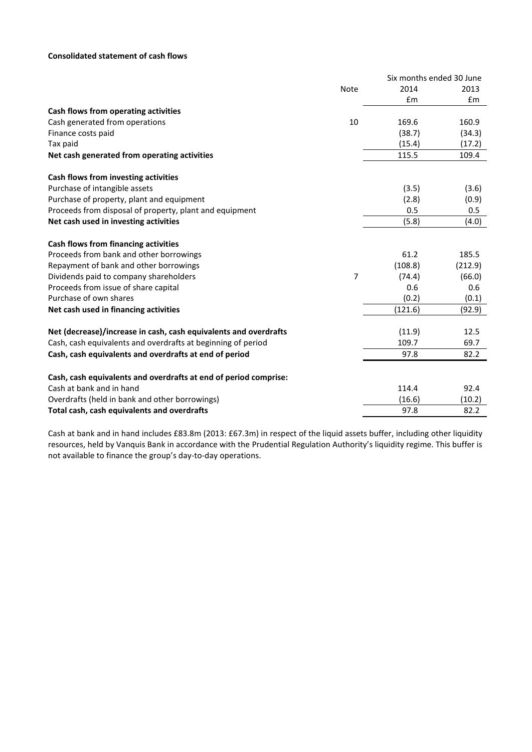**Consolidated statement of cash flows**

| | Note | Six months ended 30 June 2014 | 2013 |
|---|---|---|---|
| | | £m | £m |
| **Cash flows from operating activities** | | | |
| Cash generated from operations | 10 | 169.6 | 160.9 |
| Finance costs paid | | (38.7) | (34.3) |
| Tax paid | | (15.4) | (17.2) |
| **Net cash generated from operating activities** | | 115.5 | 109.4 |
| **Cash flows from investing activities** | | | |
| Purchase of intangible assets | | (3.5) | (3.6) |
| Purchase of property, plant and equipment | | (2.8) | (0.9) |
| Proceeds from disposal of property, plant and equipment | | 0.5 | 0.5 |
| **Net cash used in investing activities** | | (5.8) | (4.0) |
| **Cash flows from financing activities** | | | |
| Proceeds from bank and other borrowings | | 61.2 | 185.5 |
| Repayment of bank and other borrowings | | (108.8) | (212.9) |
| Dividends paid to company shareholders | 7 | (74.4) | (66.0) |
| Proceeds from issue of share capital | | 0.6 | 0.6 |
| Purchase of own shares | | (0.2) | (0.1) |
| **Net cash used in financing activities** | | (121.6) | (92.9) |
| **Net (decrease)/increase in cash, cash equivalents and overdrafts** | | (11.9) | 12.5 |
| Cash, cash equivalents and overdrafts at beginning of period | | 109.7 | 69.7 |
| **Cash, cash equivalents and overdrafts at end of period** | | 97.8 | 82.2 |
| **Cash, cash equivalents and overdrafts at end of period comprise:** | | | |
| Cash at bank and in hand | | 114.4 | 92.4 |
| Overdrafts (held in bank and other borrowings) | | (16.6) | (10.2) |
| **Total cash, cash equivalents and overdrafts** | | 97.8 | 82.2 |

Cash at bank and in hand includes £83.8m (2013: £67.3m) in respect of the liquid assets buffer, including other liquidity resources, held by Vanquis Bank in accordance with the Prudential Regulation Authority's liquidity regime. This buffer is not available to finance the group's day-to-day operations.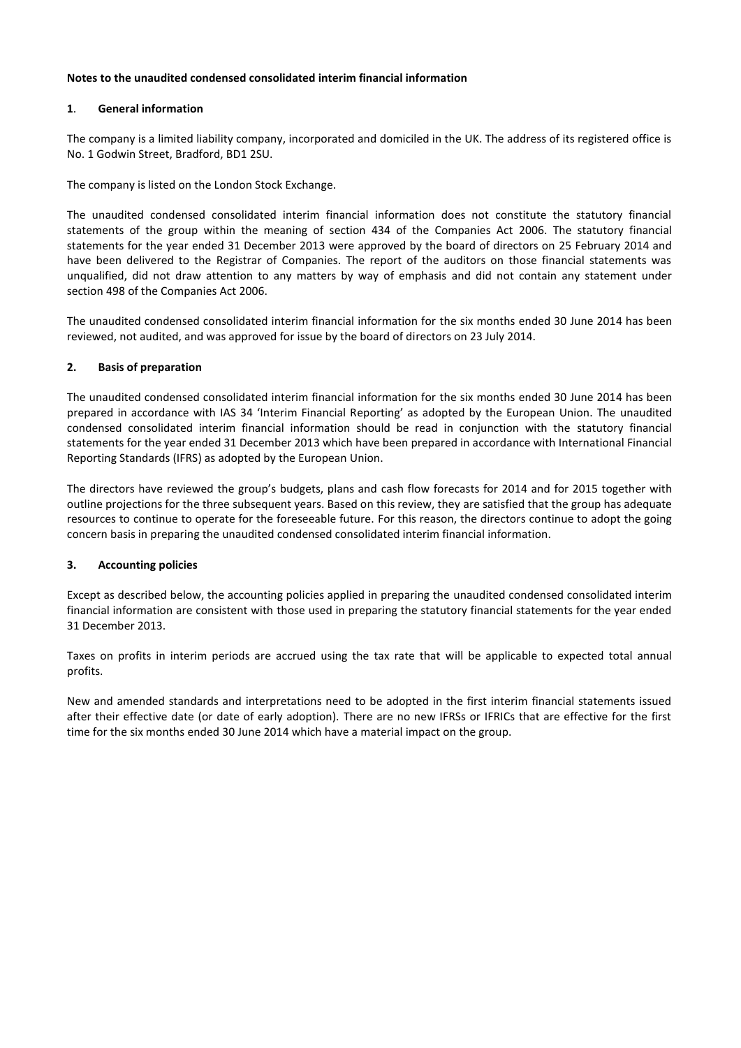**Notes to the unaudited condensed consolidated interim financial information**

## 1. General information

The company is a limited liability company, incorporated and domiciled in the UK. The address of its registered office is No. 1 Godwin Street, Bradford, BD1 2SU.

The company is listed on the London Stock Exchange.

The unaudited condensed consolidated interim financial information does not constitute the statutory financial statements of the group within the meaning of section 434 of the Companies Act 2006. The statutory financial statements for the year ended 31 December 2013 were approved by the board of directors on 25 February 2014 and have been delivered to the Registrar of Companies. The report of the auditors on those financial statements was unqualified, did not draw attention to any matters by way of emphasis and did not contain any statement under section 498 of the Companies Act 2006.

The unaudited condensed consolidated interim financial information for the six months ended 30 June 2014 has been reviewed, not audited, and was approved for issue by the board of directors on 23 July 2014.

## 2. Basis of preparation

The unaudited condensed consolidated interim financial information for the six months ended 30 June 2014 has been prepared in accordance with IAS 34 'Interim Financial Reporting' as adopted by the European Union. The unaudited condensed consolidated interim financial information should be read in conjunction with the statutory financial statements for the year ended 31 December 2013 which have been prepared in accordance with International Financial Reporting Standards (IFRS) as adopted by the European Union.

The directors have reviewed the group's budgets, plans and cash flow forecasts for 2014 and for 2015 together with outline projections for the three subsequent years. Based on this review, they are satisfied that the group has adequate resources to continue to operate for the foreseeable future. For this reason, the directors continue to adopt the going concern basis in preparing the unaudited condensed consolidated interim financial information.

## 3. Accounting policies

Except as described below, the accounting policies applied in preparing the unaudited condensed consolidated interim financial information are consistent with those used in preparing the statutory financial statements for the year ended 31 December 2013.

Taxes on profits in interim periods are accrued using the tax rate that will be applicable to expected total annual profits.

New and amended standards and interpretations need to be adopted in the first interim financial statements issued after their effective date (or date of early adoption). There are no new IFRSs or IFRICs that are effective for the first time for the six months ended 30 June 2014 which have a material impact on the group.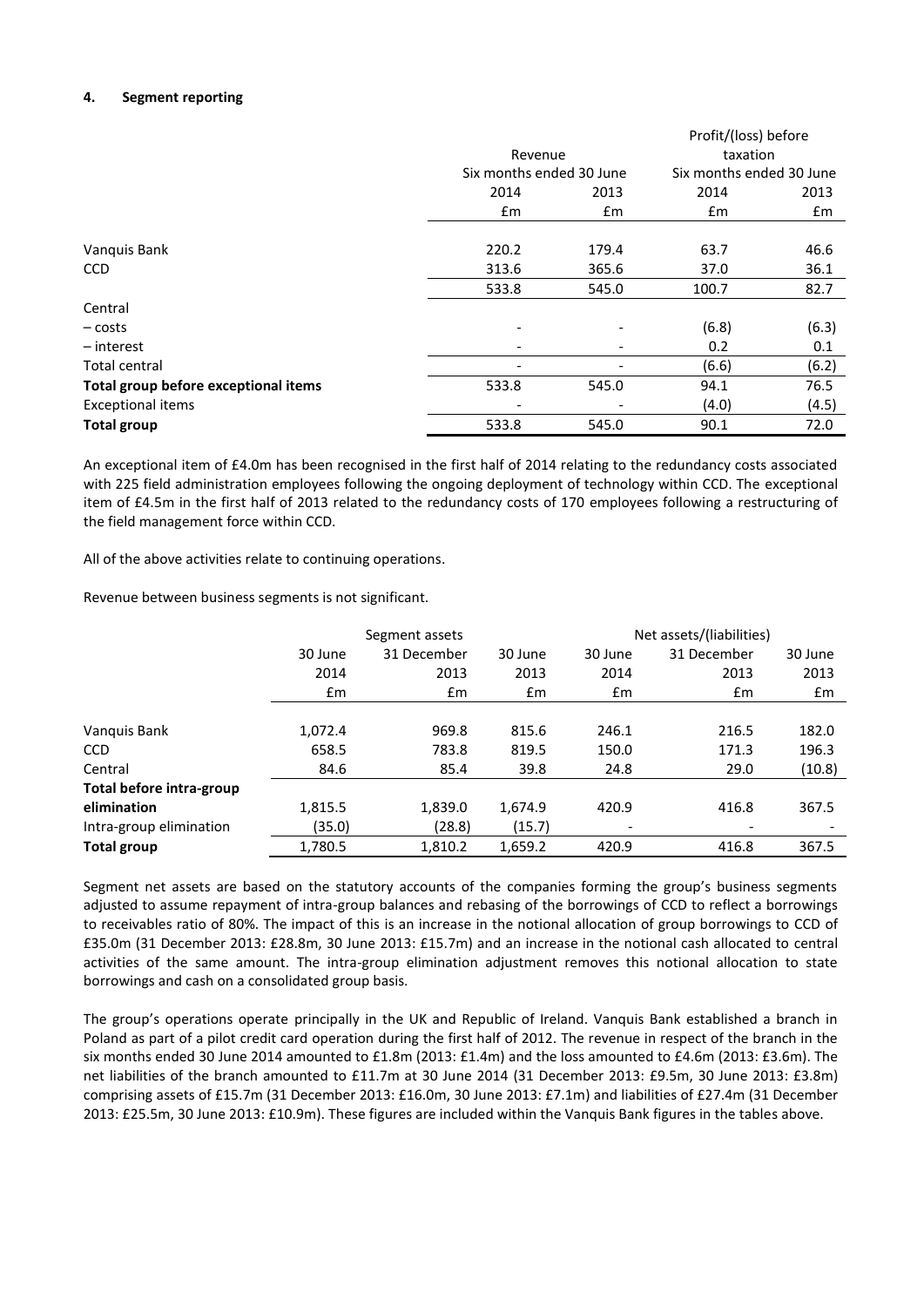#### 4. Segment reporting

| | Revenue | | Profit/(loss) before taxation | |
|---|---|---|---|---|
| | Six months ended 30 June | | Six months ended 30 June | |
| | 2014 | 2013 | 2014 | 2013 |
| | £m | £m | £m | £m |
| Vanquis Bank | 220.2 | 179.4 | 63.7 | 46.6 |
| CCD | 313.6 | 365.6 | 37.0 | 36.1 |
| | 533.8 | 545.0 | 100.7 | 82.7 |
| Central | | | | |
| – costs | - | - | (6.8) | (6.3) |
| – interest | - | - | 0.2 | 0.1 |
| Total central | - | - | (6.6) | (6.2) |
| **Total group before exceptional items** | 533.8 | 545.0 | 94.1 | 76.5 |
| Exceptional items | - | - | (4.0) | (4.5) |
| **Total group** | 533.8 | 545.0 | 90.1 | 72.0 |

An exceptional item of £4.0m has been recognised in the first half of 2014 relating to the redundancy costs associated with 225 field administration employees following the ongoing deployment of technology within CCD. The exceptional item of £4.5m in the first half of 2013 related to the redundancy costs of 170 employees following a restructuring of the field management force within CCD.

All of the above activities relate to continuing operations.

Revenue between business segments is not significant.

| | Segment assets | | | Net assets/(liabilities) | | |
|---|---|---|---|---|---|---|
| | 30 June 2014 | 31 December 2013 | 30 June 2013 | 30 June 2014 | 31 December 2013 | 30 June 2013 |
| | £m | £m | £m | £m | £m | £m |
| Vanquis Bank | 1,072.4 | 969.8 | 815.6 | 246.1 | 216.5 | 182.0 |
| CCD | 658.5 | 783.8 | 819.5 | 150.0 | 171.3 | 196.3 |
| Central | 84.6 | 85.4 | 39.8 | 24.8 | 29.0 | (10.8) |
| **Total before intra-group elimination** | 1,815.5 | 1,839.0 | 1,674.9 | 420.9 | 416.8 | 367.5 |
| Intra-group elimination | (35.0) | (28.8) | (15.7) | - | - | - |
| **Total group** | 1,780.5 | 1,810.2 | 1,659.2 | 420.9 | 416.8 | 367.5 |

Segment net assets are based on the statutory accounts of the companies forming the group's business segments adjusted to assume repayment of intra-group balances and rebasing of the borrowings of CCD to reflect a borrowings to receivables ratio of 80%. The impact of this is an increase in the notional allocation of group borrowings to CCD of £35.0m (31 December 2013: £28.8m, 30 June 2013: £15.7m) and an increase in the notional cash allocated to central activities of the same amount. The intra-group elimination adjustment removes this notional allocation to state borrowings and cash on a consolidated group basis.

The group's operations operate principally in the UK and Republic of Ireland. Vanquis Bank established a branch in Poland as part of a pilot credit card operation during the first half of 2012. The revenue in respect of the branch in the six months ended 30 June 2014 amounted to £1.8m (2013: £1.4m) and the loss amounted to £4.6m (2013: £3.6m). The net liabilities of the branch amounted to £11.7m at 30 June 2014 (31 December 2013: £9.5m, 30 June 2013: £3.8m) comprising assets of £15.7m (31 December 2013: £16.0m, 30 June 2013: £7.1m) and liabilities of £27.4m (31 December 2013: £25.5m, 30 June 2013: £10.9m). These figures are included within the Vanquis Bank figures in the tables above.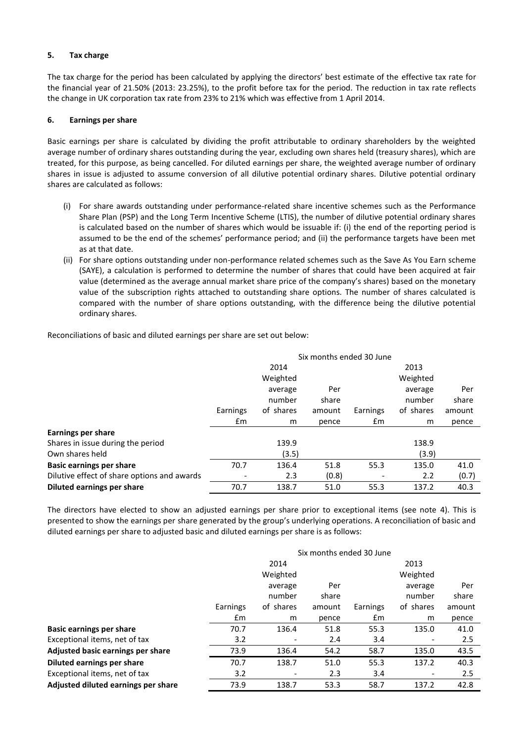## 5. Tax charge

The tax charge for the period has been calculated by applying the directors' best estimate of the effective tax rate for the financial year of 21.50% (2013: 23.25%), to the profit before tax for the period. The reduction in tax rate reflects the change in UK corporation tax rate from 23% to 21% which was effective from 1 April 2014.

## 6. Earnings per share

Basic earnings per share is calculated by dividing the profit attributable to ordinary shareholders by the weighted average number of ordinary shares outstanding during the year, excluding own shares held (treasury shares), which are treated, for this purpose, as being cancelled. For diluted earnings per share, the weighted average number of ordinary shares in issue is adjusted to assume conversion of all dilutive potential ordinary shares. Dilutive potential ordinary shares are calculated as follows:

(i) For share awards outstanding under performance-related share incentive schemes such as the Performance Share Plan (PSP) and the Long Term Incentive Scheme (LTIS), the number of dilutive potential ordinary shares is calculated based on the number of shares which would be issuable if: (i) the end of the reporting period is assumed to be the end of the schemes' performance period; and (ii) the performance targets have been met as at that date.

(ii) For share options outstanding under non-performance related schemes such as the Save As You Earn scheme (SAYE), a calculation is performed to determine the number of shares that could have been acquired at fair value (determined as the average annual market share price of the company's shares) based on the monetary value of the subscription rights attached to outstanding share options. The number of shares calculated is compared with the number of share options outstanding, with the difference being the dilutive potential ordinary shares.

Reconciliations of basic and diluted earnings per share are set out below:

| | Six months ended 30 June | | | | | |
|---|---|---|---|---|---|---|
| | 2014 | | | 2013 | | |
| | Earnings £m | Weighted average number of shares m | Per share amount pence | Earnings £m | Weighted average number of shares m | Per share amount pence |
| **Earnings per share** | | | | | | |
| Shares in issue during the period | | 139.9 | | | 138.9 | |
| Own shares held | | (3.5) | | | (3.9) | |
| **Basic earnings per share** | 70.7 | 136.4 | 51.8 | 55.3 | 135.0 | 41.0 |
| Dilutive effect of share options and awards | - | 2.3 | (0.8) | - | 2.2 | (0.7) |
| **Diluted earnings per share** | 70.7 | 138.7 | 51.0 | 55.3 | 137.2 | 40.3 |

The directors have elected to show an adjusted earnings per share prior to exceptional items (see note 4). This is presented to show the earnings per share generated by the group's underlying operations. A reconciliation of basic and diluted earnings per share to adjusted basic and diluted earnings per share is as follows:

| | Six months ended 30 June | | | | | |
|---|---|---|---|---|---|---|
| | 2014 | | | 2013 | | |
| | Earnings £m | Weighted average number of shares m | Per share amount pence | Earnings £m | Weighted average number of shares m | Per share amount pence |
| **Basic earnings per share** | 70.7 | 136.4 | 51.8 | 55.3 | 135.0 | 41.0 |
| Exceptional items, net of tax | 3.2 | - | 2.4 | 3.4 | - | 2.5 |
| **Adjusted basic earnings per share** | 73.9 | 136.4 | 54.2 | 58.7 | 135.0 | 43.5 |
| **Diluted earnings per share** | 70.7 | 138.7 | 51.0 | 55.3 | 137.2 | 40.3 |
| Exceptional items, net of tax | 3.2 | - | 2.3 | 3.4 | - | 2.5 |
| **Adjusted diluted earnings per share** | 73.9 | 138.7 | 53.3 | 58.7 | 137.2 | 42.8 |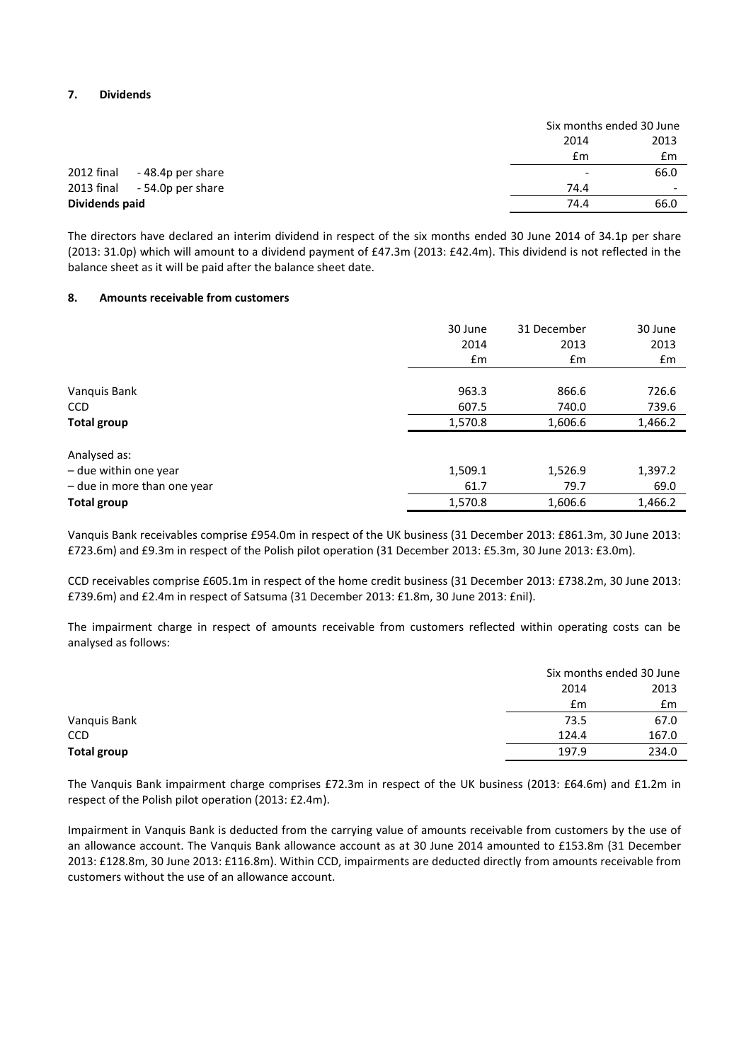## 7. Dividends

| | | Six months ended 30 June | |
|---|---|---|---|
| | | 2014 | 2013 |
| | | £m | £m |
| 2012 final | - 48.4p per share | - | 66.0 |
| 2013 final | - 54.0p per share | 74.4 | - |
| **Dividends paid** | | 74.4 | 66.0 |

The directors have declared an interim dividend in respect of the six months ended 30 June 2014 of 34.1p per share (2013: 31.0p) which will amount to a dividend payment of £47.3m (2013: £42.4m). This dividend is not reflected in the balance sheet as it will be paid after the balance sheet date.

## 8. Amounts receivable from customers

| | 30 June 2014 | 31 December 2013 | 30 June 2013 |
|---|---|---|---|
| | £m | £m | £m |
| Vanquis Bank | 963.3 | 866.6 | 726.6 |
| CCD | 607.5 | 740.0 | 739.6 |
| **Total group** | 1,570.8 | 1,606.6 | 1,466.2 |
| Analysed as: | | | |
| – due within one year | 1,509.1 | 1,526.9 | 1,397.2 |
| – due in more than one year | 61.7 | 79.7 | 69.0 |
| **Total group** | 1,570.8 | 1,606.6 | 1,466.2 |

Vanquis Bank receivables comprise £954.0m in respect of the UK business (31 December 2013: £861.3m, 30 June 2013: £723.6m) and £9.3m in respect of the Polish pilot operation (31 December 2013: £5.3m, 30 June 2013: £3.0m).

CCD receivables comprise £605.1m in respect of the home credit business (31 December 2013: £738.2m, 30 June 2013: £739.6m) and £2.4m in respect of Satsuma (31 December 2013: £1.8m, 30 June 2013: £nil).

The impairment charge in respect of amounts receivable from customers reflected within operating costs can be analysed as follows:

| | Six months ended 30 June | |
|---|---|---|
| | 2014 | 2013 |
| | £m | £m |
| Vanquis Bank | 73.5 | 67.0 |
| CCD | 124.4 | 167.0 |
| **Total group** | 197.9 | 234.0 |

The Vanquis Bank impairment charge comprises £72.3m in respect of the UK business (2013: £64.6m) and £1.2m in respect of the Polish pilot operation (2013: £2.4m).

Impairment in Vanquis Bank is deducted from the carrying value of amounts receivable from customers by the use of an allowance account. The Vanquis Bank allowance account as at 30 June 2014 amounted to £153.8m (31 December 2013: £128.8m, 30 June 2013: £116.8m). Within CCD, impairments are deducted directly from amounts receivable from customers without the use of an allowance account.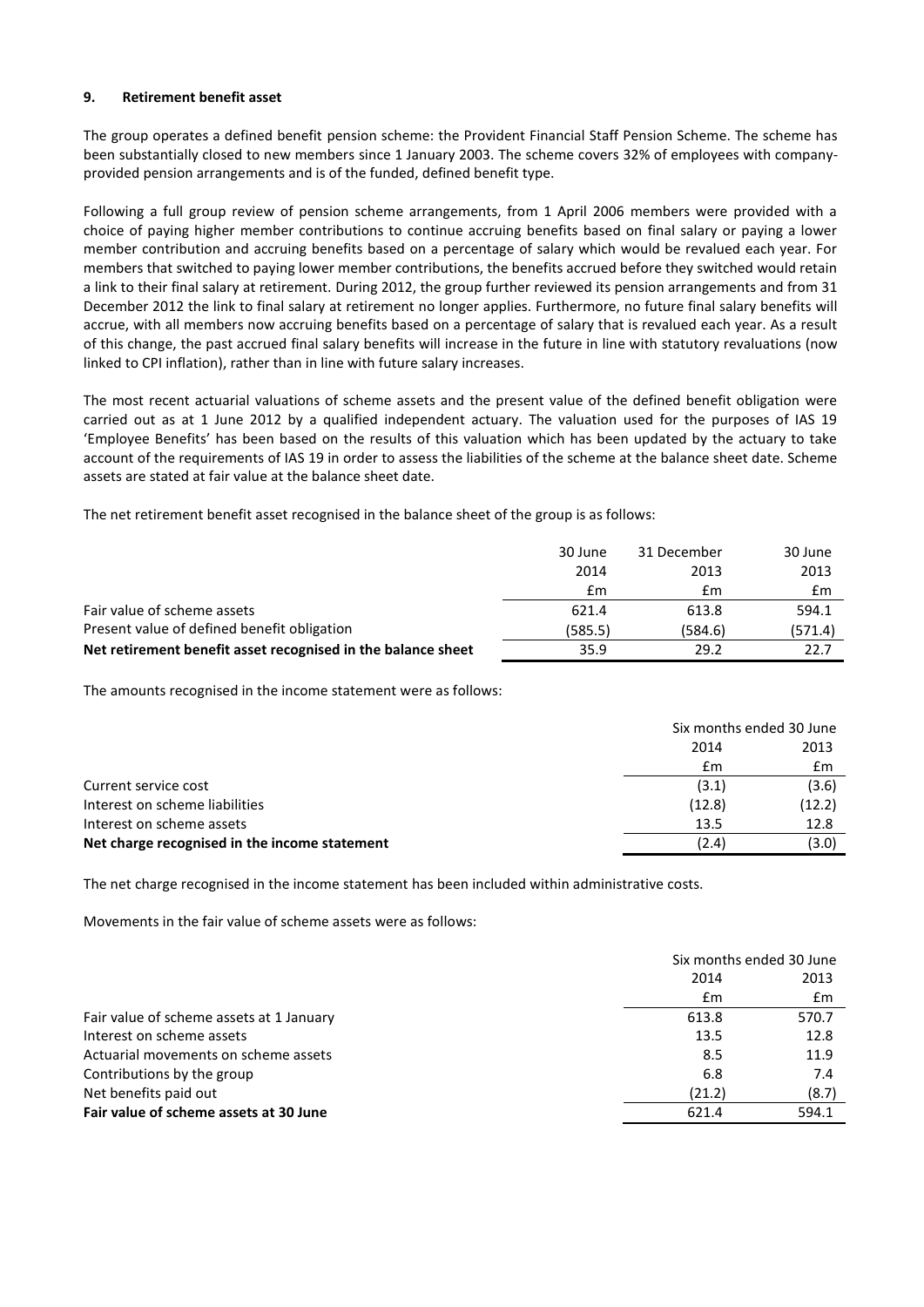### 9. Retirement benefit asset

The group operates a defined benefit pension scheme: the Provident Financial Staff Pension Scheme. The scheme has been substantially closed to new members since 1 January 2003. The scheme covers 32% of employees with company-provided pension arrangements and is of the funded, defined benefit type.

Following a full group review of pension scheme arrangements, from 1 April 2006 members were provided with a choice of paying higher member contributions to continue accruing benefits based on final salary or paying a lower member contribution and accruing benefits based on a percentage of salary which would be revalued each year. For members that switched to paying lower member contributions, the benefits accrued before they switched would retain a link to their final salary at retirement. During 2012, the group further reviewed its pension arrangements and from 31 December 2012 the link to final salary at retirement no longer applies. Furthermore, no future final salary benefits will accrue, with all members now accruing benefits based on a percentage of salary that is revalued each year. As a result of this change, the past accrued final salary benefits will increase in the future in line with statutory revaluations (now linked to CPI inflation), rather than in line with future salary increases.

The most recent actuarial valuations of scheme assets and the present value of the defined benefit obligation were carried out as at 1 June 2012 by a qualified independent actuary. The valuation used for the purposes of IAS 19 'Employee Benefits' has been based on the results of this valuation which has been updated by the actuary to take account of the requirements of IAS 19 in order to assess the liabilities of the scheme at the balance sheet date. Scheme assets are stated at fair value at the balance sheet date.

The net retirement benefit asset recognised in the balance sheet of the group is as follows:

| | 30 June 2014 £m | 31 December 2013 £m | 30 June 2013 £m |
|---|---|---|---|
| Fair value of scheme assets | 621.4 | 613.8 | 594.1 |
| Present value of defined benefit obligation | (585.5) | (584.6) | (571.4) |
| **Net retirement benefit asset recognised in the balance sheet** | 35.9 | 29.2 | 22.7 |

The amounts recognised in the income statement were as follows:

| | Six months ended 30 June | |
|---|---|---|
| | 2014 £m | 2013 £m |
| Current service cost | (3.1) | (3.6) |
| Interest on scheme liabilities | (12.8) | (12.2) |
| Interest on scheme assets | 13.5 | 12.8 |
| **Net charge recognised in the income statement** | (2.4) | (3.0) |

The net charge recognised in the income statement has been included within administrative costs.

Movements in the fair value of scheme assets were as follows:

| | Six months ended 30 June | |
|---|---|---|
| | 2014 £m | 2013 £m |
| Fair value of scheme assets at 1 January | 613.8 | 570.7 |
| Interest on scheme assets | 13.5 | 12.8 |
| Actuarial movements on scheme assets | 8.5 | 11.9 |
| Contributions by the group | 6.8 | 7.4 |
| Net benefits paid out | (21.2) | (8.7) |
| **Fair value of scheme assets at 30 June** | 621.4 | 594.1 |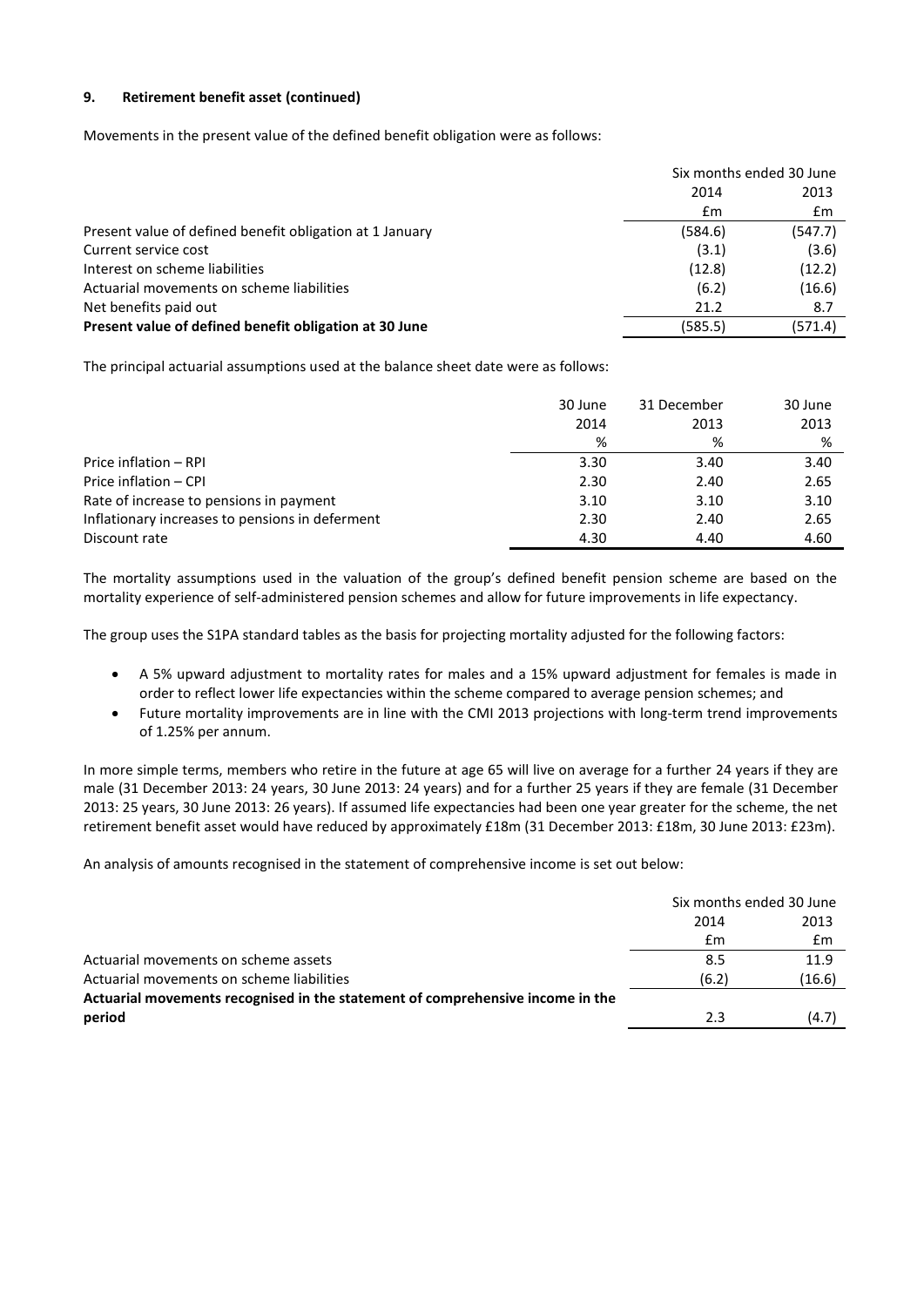**9. Retirement benefit asset (continued)**

Movements in the present value of the defined benefit obligation were as follows:

| | Six months ended 30 June | |
|---|---|---|
| | 2014 | 2013 |
| | £m | £m |
| Present value of defined benefit obligation at 1 January | (584.6) | (547.7) |
| Current service cost | (3.1) | (3.6) |
| Interest on scheme liabilities | (12.8) | (12.2) |
| Actuarial movements on scheme liabilities | (6.2) | (16.6) |
| Net benefits paid out | 21.2 | 8.7 |
| **Present value of defined benefit obligation at 30 June** | (585.5) | (571.4) |

The principal actuarial assumptions used at the balance sheet date were as follows:

| | 30 June 2014 | 31 December 2013 | 30 June 2013 |
|---|---|---|---|
| | % | % | % |
| Price inflation – RPI | 3.30 | 3.40 | 3.40 |
| Price inflation – CPI | 2.30 | 2.40 | 2.65 |
| Rate of increase to pensions in payment | 3.10 | 3.10 | 3.10 |
| Inflationary increases to pensions in deferment | 2.30 | 2.40 | 2.65 |
| Discount rate | 4.30 | 4.40 | 4.60 |

The mortality assumptions used in the valuation of the group's defined benefit pension scheme are based on the mortality experience of self-administered pension schemes and allow for future improvements in life expectancy.

The group uses the S1PA standard tables as the basis for projecting mortality adjusted for the following factors:

- A 5% upward adjustment to mortality rates for males and a 15% upward adjustment for females is made in order to reflect lower life expectancies within the scheme compared to average pension schemes; and
- Future mortality improvements are in line with the CMI 2013 projections with long-term trend improvements of 1.25% per annum.

In more simple terms, members who retire in the future at age 65 will live on average for a further 24 years if they are male (31 December 2013: 24 years, 30 June 2013: 24 years) and for a further 25 years if they are female (31 December 2013: 25 years, 30 June 2013: 26 years). If assumed life expectancies had been one year greater for the scheme, the net retirement benefit asset would have reduced by approximately £18m (31 December 2013: £18m, 30 June 2013: £23m).

An analysis of amounts recognised in the statement of comprehensive income is set out below:

| | Six months ended 30 June | |
|---|---|---|
| | 2014 | 2013 |
| | £m | £m |
| Actuarial movements on scheme assets | 8.5 | 11.9 |
| Actuarial movements on scheme liabilities | (6.2) | (16.6) |
| **Actuarial movements recognised in the statement of comprehensive income in the period** | 2.3 | (4.7) |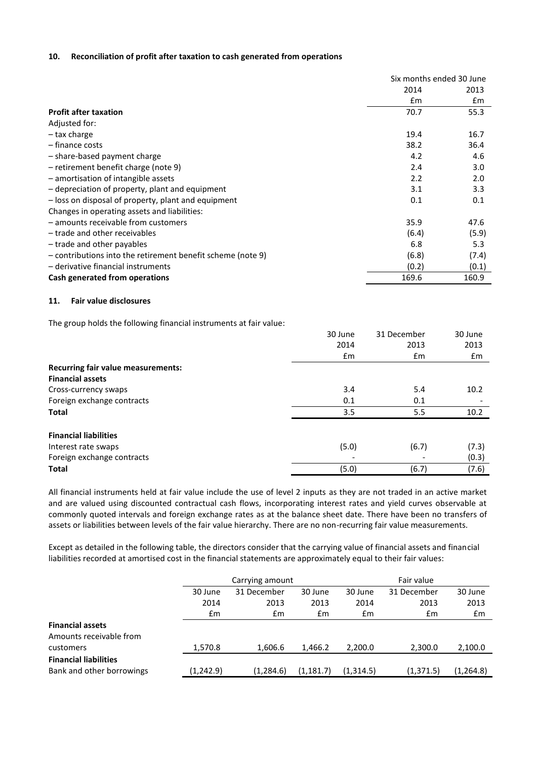### 10. Reconciliation of profit after taxation to cash generated from operations

| | Six months ended 30 June | |
|---|---|---|
| | 2014 | 2013 |
| | £m | £m |
| **Profit after taxation** | 70.7 | 55.3 |
| Adjusted for: | | |
| – tax charge | 19.4 | 16.7 |
| – finance costs | 38.2 | 36.4 |
| – share-based payment charge | 4.2 | 4.6 |
| – retirement benefit charge (note 9) | 2.4 | 3.0 |
| – amortisation of intangible assets | 2.2 | 2.0 |
| – depreciation of property, plant and equipment | 3.1 | 3.3 |
| – loss on disposal of property, plant and equipment | 0.1 | 0.1 |
| Changes in operating assets and liabilities: | | |
| – amounts receivable from customers | 35.9 | 47.6 |
| – trade and other receivables | (6.4) | (5.9) |
| – trade and other payables | 6.8 | 5.3 |
| – contributions into the retirement benefit scheme (note 9) | (6.8) | (7.4) |
| – derivative financial instruments | (0.2) | (0.1) |
| **Cash generated from operations** | 169.6 | 160.9 |

### 11. Fair value disclosures

The group holds the following financial instruments at fair value:

| | 30 June 2014 | 31 December 2013 | 30 June 2013 |
|---|---|---|---|
| | £m | £m | £m |
| **Recurring fair value measurements:** | | | |
| **Financial assets** | | | |
| Cross-currency swaps | 3.4 | 5.4 | 10.2 |
| Foreign exchange contracts | 0.1 | 0.1 | - |
| **Total** | 3.5 | 5.5 | 10.2 |
| | | | |
| **Financial liabilities** | | | |
| Interest rate swaps | (5.0) | (6.7) | (7.3) |
| Foreign exchange contracts | - | - | (0.3) |
| **Total** | (5.0) | (6.7) | (7.6) |

All financial instruments held at fair value include the use of level 2 inputs as they are not traded in an active market and are valued using discounted contractual cash flows, incorporating interest rates and yield curves observable at commonly quoted intervals and foreign exchange rates as at the balance sheet date. There have been no transfers of assets or liabilities between levels of the fair value hierarchy. There are no non-recurring fair value measurements.

Except as detailed in the following table, the directors consider that the carrying value of financial assets and financial liabilities recorded at amortised cost in the financial statements are approximately equal to their fair values:

| | Carrying amount | | | Fair value | | |
|---|---|---|---|---|---|---|
| | 30 June 2014 | 31 December 2013 | 30 June 2013 | 30 June 2014 | 31 December 2013 | 30 June 2013 |
| | £m | £m | £m | £m | £m | £m |
| **Financial assets** | | | | | | |
| Amounts receivable from customers | 1,570.8 | 1,606.6 | 1,466.2 | 2,200.0 | 2,300.0 | 2,100.0 |
| **Financial liabilities** | | | | | | |
| Bank and other borrowings | (1,242.9) | (1,284.6) | (1,181.7) | (1,314.5) | (1,371.5) | (1,264.8) |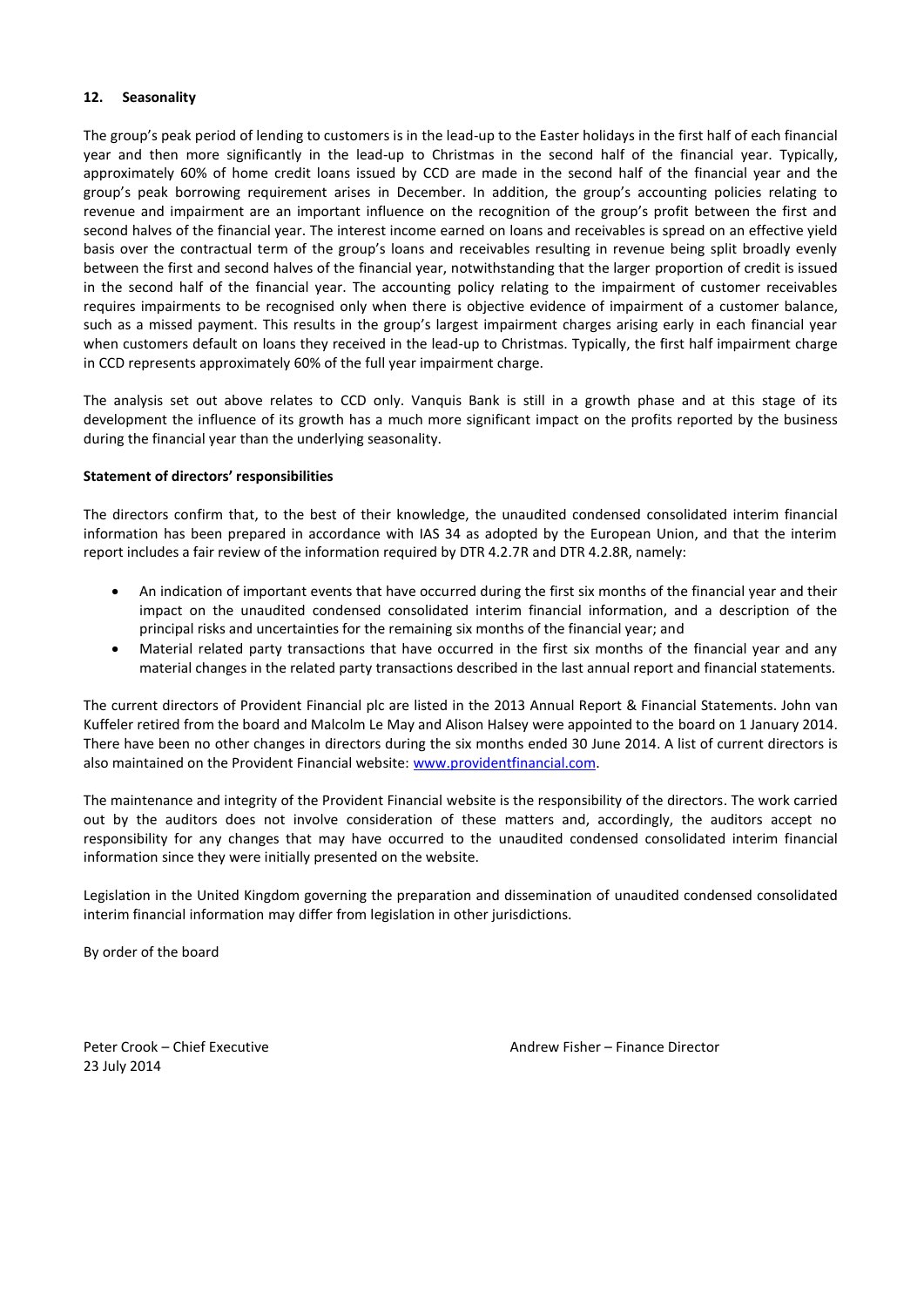## 12. Seasonality

The group's peak period of lending to customers is in the lead-up to the Easter holidays in the first half of each financial year and then more significantly in the lead-up to Christmas in the second half of the financial year. Typically, approximately 60% of home credit loans issued by CCD are made in the second half of the financial year and the group's peak borrowing requirement arises in December. In addition, the group's accounting policies relating to revenue and impairment are an important influence on the recognition of the group's profit between the first and second halves of the financial year. The interest income earned on loans and receivables is spread on an effective yield basis over the contractual term of the group's loans and receivables resulting in revenue being split broadly evenly between the first and second halves of the financial year, notwithstanding that the larger proportion of credit is issued in the second half of the financial year. The accounting policy relating to the impairment of customer receivables requires impairments to be recognised only when there is objective evidence of impairment of a customer balance, such as a missed payment. This results in the group's largest impairment charges arising early in each financial year when customers default on loans they received in the lead-up to Christmas. Typically, the first half impairment charge in CCD represents approximately 60% of the full year impairment charge.

The analysis set out above relates to CCD only. Vanquis Bank is still in a growth phase and at this stage of its development the influence of its growth has a much more significant impact on the profits reported by the business during the financial year than the underlying seasonality.

## Statement of directors' responsibilities

The directors confirm that, to the best of their knowledge, the unaudited condensed consolidated interim financial information has been prepared in accordance with IAS 34 as adopted by the European Union, and that the interim report includes a fair review of the information required by DTR 4.2.7R and DTR 4.2.8R, namely:

- An indication of important events that have occurred during the first six months of the financial year and their impact on the unaudited condensed consolidated interim financial information, and a description of the principal risks and uncertainties for the remaining six months of the financial year; and
- Material related party transactions that have occurred in the first six months of the financial year and any material changes in the related party transactions described in the last annual report and financial statements.

The current directors of Provident Financial plc are listed in the 2013 Annual Report & Financial Statements. John van Kuffeler retired from the board and Malcolm Le May and Alison Halsey were appointed to the board on 1 January 2014. There have been no other changes in directors during the six months ended 30 June 2014. A list of current directors is also maintained on the Provident Financial website: www.providentfinancial.com.

The maintenance and integrity of the Provident Financial website is the responsibility of the directors. The work carried out by the auditors does not involve consideration of these matters and, accordingly, the auditors accept no responsibility for any changes that may have occurred to the unaudited condensed consolidated interim financial information since they were initially presented on the website.

Legislation in the United Kingdom governing the preparation and dissemination of unaudited condensed consolidated interim financial information may differ from legislation in other jurisdictions.

By order of the board

Peter Crook – Chief Executive
23 July 2014

Andrew Fisher – Finance Director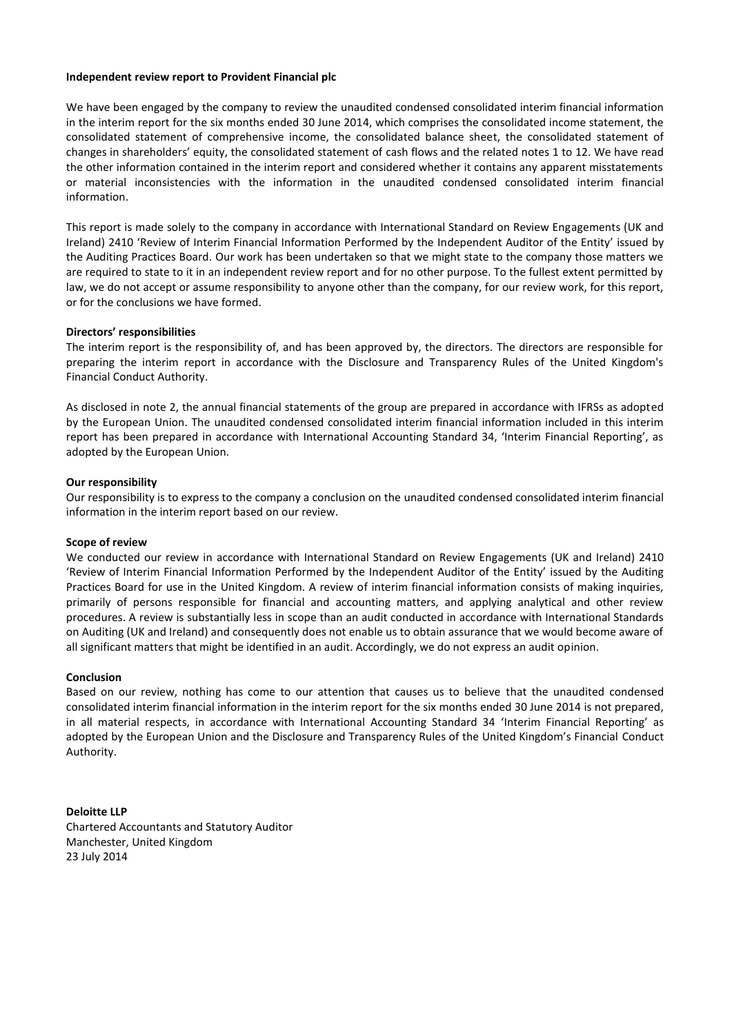**Independent review report to Provident Financial plc**

We have been engaged by the company to review the unaudited condensed consolidated interim financial information in the interim report for the six months ended 30 June 2014, which comprises the consolidated income statement, the consolidated statement of comprehensive income, the consolidated balance sheet, the consolidated statement of changes in shareholders' equity, the consolidated statement of cash flows and the related notes 1 to 12. We have read the other information contained in the interim report and considered whether it contains any apparent misstatements or material inconsistencies with the information in the unaudited condensed consolidated interim financial information.

This report is made solely to the company in accordance with International Standard on Review Engagements (UK and Ireland) 2410 'Review of Interim Financial Information Performed by the Independent Auditor of the Entity' issued by the Auditing Practices Board. Our work has been undertaken so that we might state to the company those matters we are required to state to it in an independent review report and for no other purpose. To the fullest extent permitted by law, we do not accept or assume responsibility to anyone other than the company, for our review work, for this report, or for the conclusions we have formed.

**Directors' responsibilities**

The interim report is the responsibility of, and has been approved by, the directors. The directors are responsible for preparing the interim report in accordance with the Disclosure and Transparency Rules of the United Kingdom's Financial Conduct Authority.

As disclosed in note 2, the annual financial statements of the group are prepared in accordance with IFRSs as adopted by the European Union. The unaudited condensed consolidated interim financial information included in this interim report has been prepared in accordance with International Accounting Standard 34, 'Interim Financial Reporting', as adopted by the European Union.

**Our responsibility**

Our responsibility is to express to the company a conclusion on the unaudited condensed consolidated interim financial information in the interim report based on our review.

**Scope of review**

We conducted our review in accordance with International Standard on Review Engagements (UK and Ireland) 2410 'Review of Interim Financial Information Performed by the Independent Auditor of the Entity' issued by the Auditing Practices Board for use in the United Kingdom. A review of interim financial information consists of making inquiries, primarily of persons responsible for financial and accounting matters, and applying analytical and other review procedures. A review is substantially less in scope than an audit conducted in accordance with International Standards on Auditing (UK and Ireland) and consequently does not enable us to obtain assurance that we would become aware of all significant matters that might be identified in an audit. Accordingly, we do not express an audit opinion.

**Conclusion**

Based on our review, nothing has come to our attention that causes us to believe that the unaudited condensed consolidated interim financial information in the interim report for the six months ended 30 June 2014 is not prepared, in all material respects, in accordance with International Accounting Standard 34 'Interim Financial Reporting' as adopted by the European Union and the Disclosure and Transparency Rules of the United Kingdom's Financial Conduct Authority.

**Deloitte LLP**
Chartered Accountants and Statutory Auditor
Manchester, United Kingdom
23 July 2014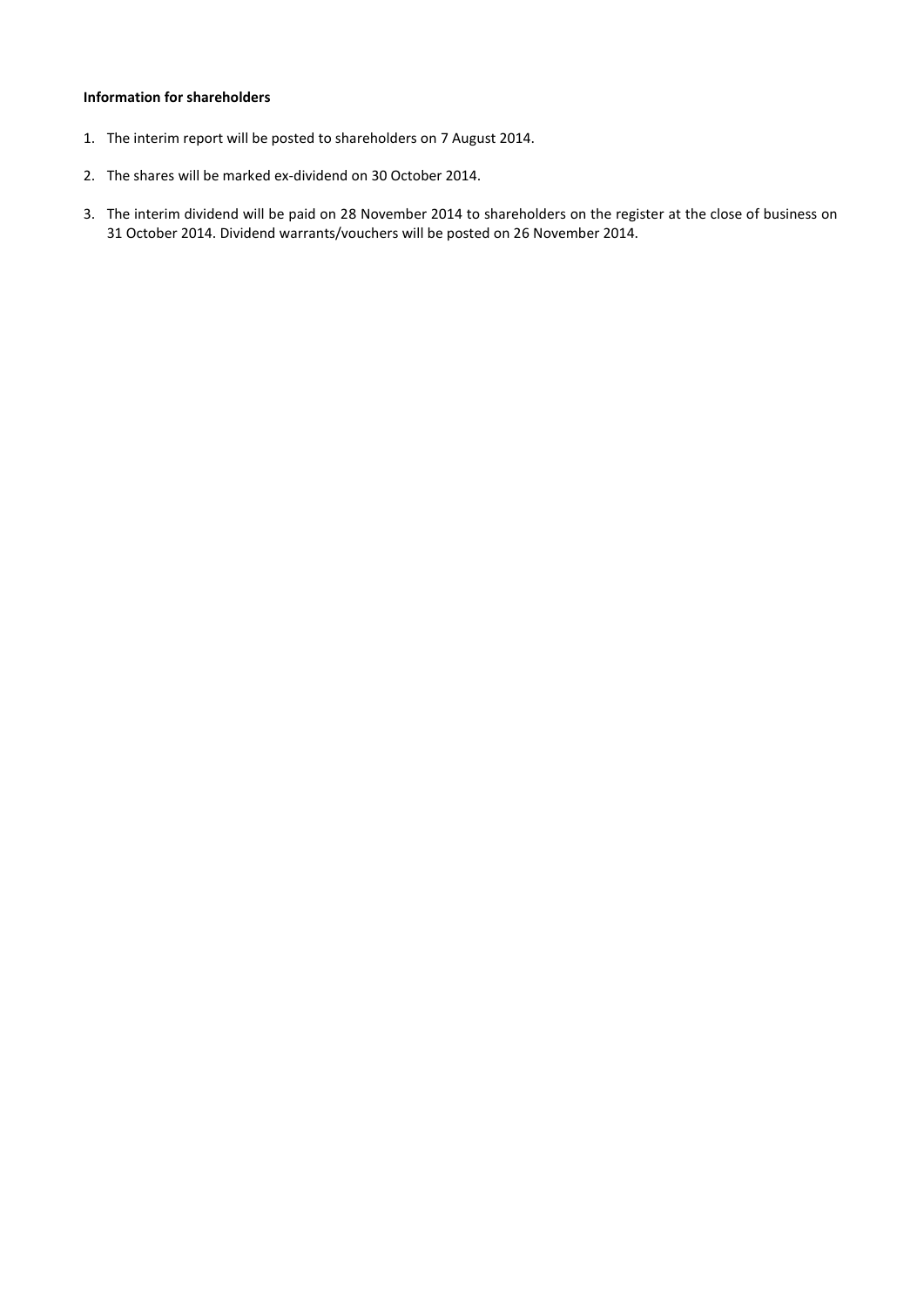**Information for shareholders**

1. The interim report will be posted to shareholders on 7 August 2014.
2. The shares will be marked ex-dividend on 30 October 2014.
3. The interim dividend will be paid on 28 November 2014 to shareholders on the register at the close of business on 31 October 2014. Dividend warrants/vouchers will be posted on 26 November 2014.